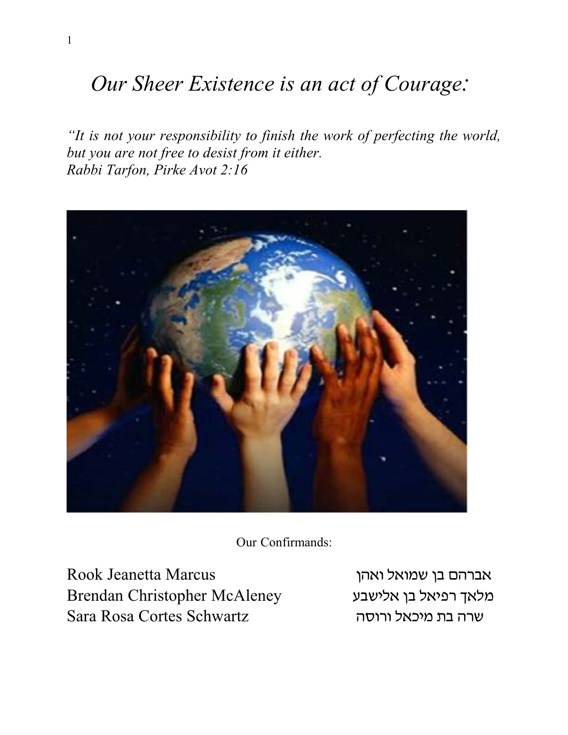# *Our Sheer Existence is an act of Courage:*

*"It is not your responsibility to finish the work of perfecting the world, but you are not free to desist from it either.*
*Rabbi Tarfon, Pirke Avot 2:16*

Our Confirmands:

| | |
|---|---|
| Rook Jeanetta Marcus | אברהם בן שמואל ואהן |
| Brendan Christopher McAleney | מלאך רפיאל בן אלישבע |
| Sara Rosa Cortes Schwartz | שרה בת מיכאל ורוסה |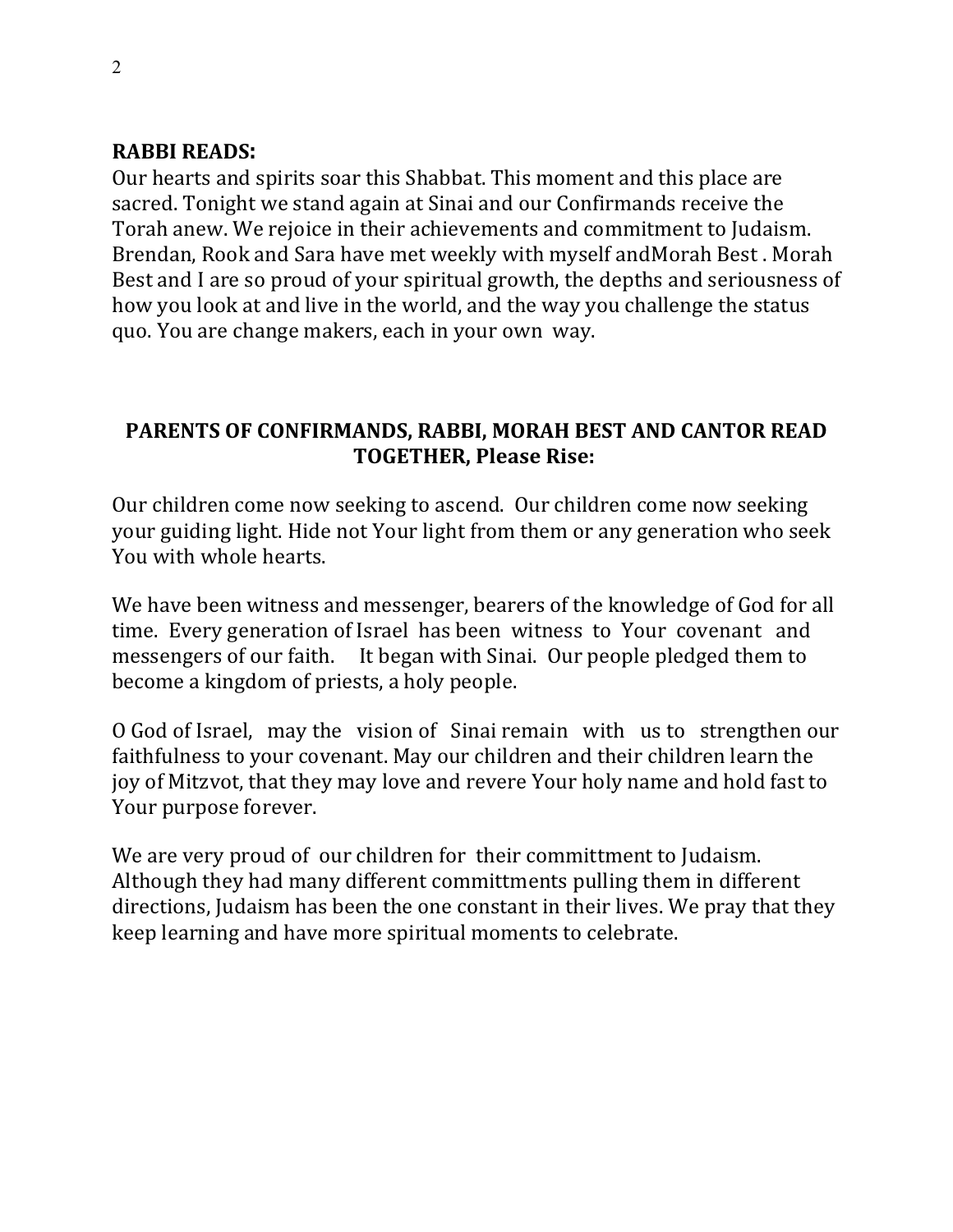**RABBI READS:**

Our hearts and spirits soar this Shabbat. This moment and this place are sacred. Tonight we stand again at Sinai and our Confirmands receive the Torah anew. We rejoice in their achievements and commitment to Judaism. Brendan, Rook and Sara have met weekly with myself andMorah Best . Morah Best and I are so proud of your spiritual growth, the depths and seriousness of how you look at and live in the world, and the way you challenge the status quo. You are change makers, each in your own way.

**PARENTS OF CONFIRMANDS, RABBI, MORAH BEST AND CANTOR READ TOGETHER, Please Rise:**

Our children come now seeking to ascend. Our children come now seeking your guiding light. Hide not Your light from them or any generation who seek You with whole hearts.

We have been witness and messenger, bearers of the knowledge of God for all time. Every generation of Israel has been witness to Your covenant and messengers of our faith. It began with Sinai. Our people pledged them to become a kingdom of priests, a holy people.

O God of Israel, may the vision of Sinai remain with us to strengthen our faithfulness to your covenant. May our children and their children learn the joy of Mitzvot, that they may love and revere Your holy name and hold fast to Your purpose forever.

We are very proud of our children for their committment to Judaism. Although they had many different committments pulling them in different directions, Judaism has been the one constant in their lives. We pray that they keep learning and have more spiritual moments to celebrate.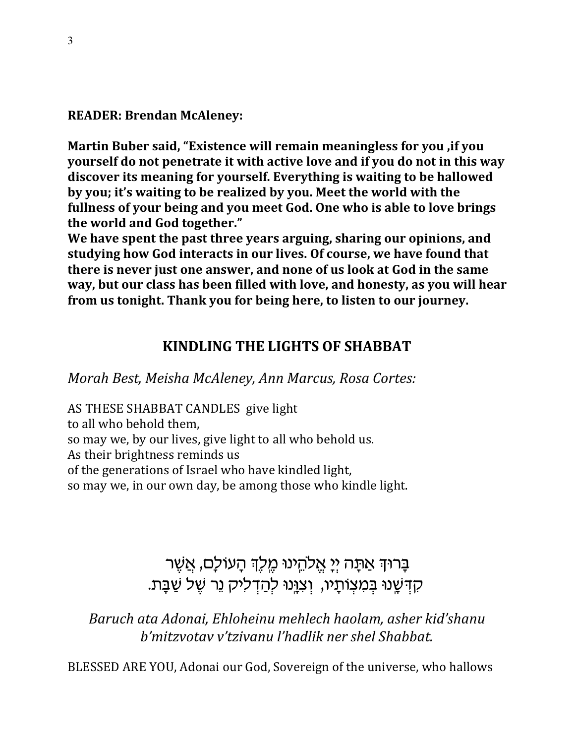**READER: Brendan McAleney:**

**Martin Buber said, "Existence will remain meaningless for you ,if you yourself do not penetrate it with active love and if you do not in this way discover its meaning for yourself. Everything is waiting to be hallowed by you; it's waiting to be realized by you. Meet the world with the fullness of your being and you meet God. One who is able to love brings the world and God together."**
**We have spent the past three years arguing, sharing our opinions, and studying how God interacts in our lives. Of course, we have found that there is never just one answer, and none of us look at God in the same way, but our class has been filled with love, and honesty, as you will hear from us tonight. Thank you for being here, to listen to our journey.**

## KINDLING THE LIGHTS OF SHABBAT

*Morah Best, Meisha McAleney, Ann Marcus, Rosa Cortes:*

AS THESE SHABBAT CANDLES give light
to all who behold them,
so may we, by our lives, give light to all who behold us.
As their brightness reminds us
of the generations of Israel who have kindled light,
so may we, in our own day, be among those who kindle light.

בָּרוּךְ אַתָּה יְיָ אֱלֹהֵינוּ מֶלֶךְ הָעוֹלָם, אֲשֶׁר
קִדְּשָׁנוּ בְּמִצְוֹתָיו, וְצִוָּנוּ לְהַדְלִיק נֵר שֶׁל שַׁבָּת.

*Baruch ata Adonai, Ehloheinu mehlech haolam, asher kid'shanu b'mitzvotav v'tzivanu l'hadlik ner shel Shabbat.*

BLESSED ARE YOU, Adonai our God, Sovereign of the universe, who hallows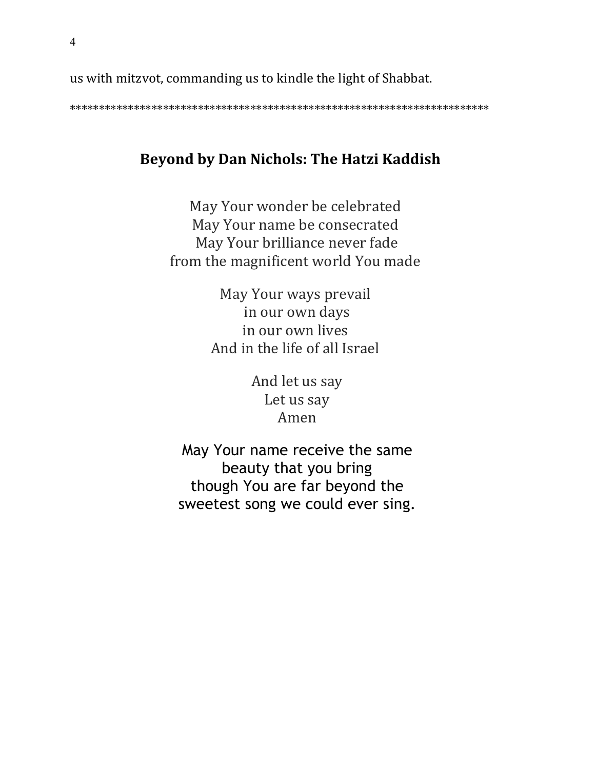us with mitzvot, commanding us to kindle the light of Shabbat.

*************************************************************************

## Beyond by Dan Nichols: The Hatzi Kaddish

May Your wonder be celebrated
May Your name be consecrated
May Your brilliance never fade
from the magnificent world You made

May Your ways prevail
in our own days
in our own lives
And in the life of all Israel

And let us say
Let us say
Amen

May Your name receive the same
beauty that you bring
though You are far beyond the
sweetest song we could ever sing.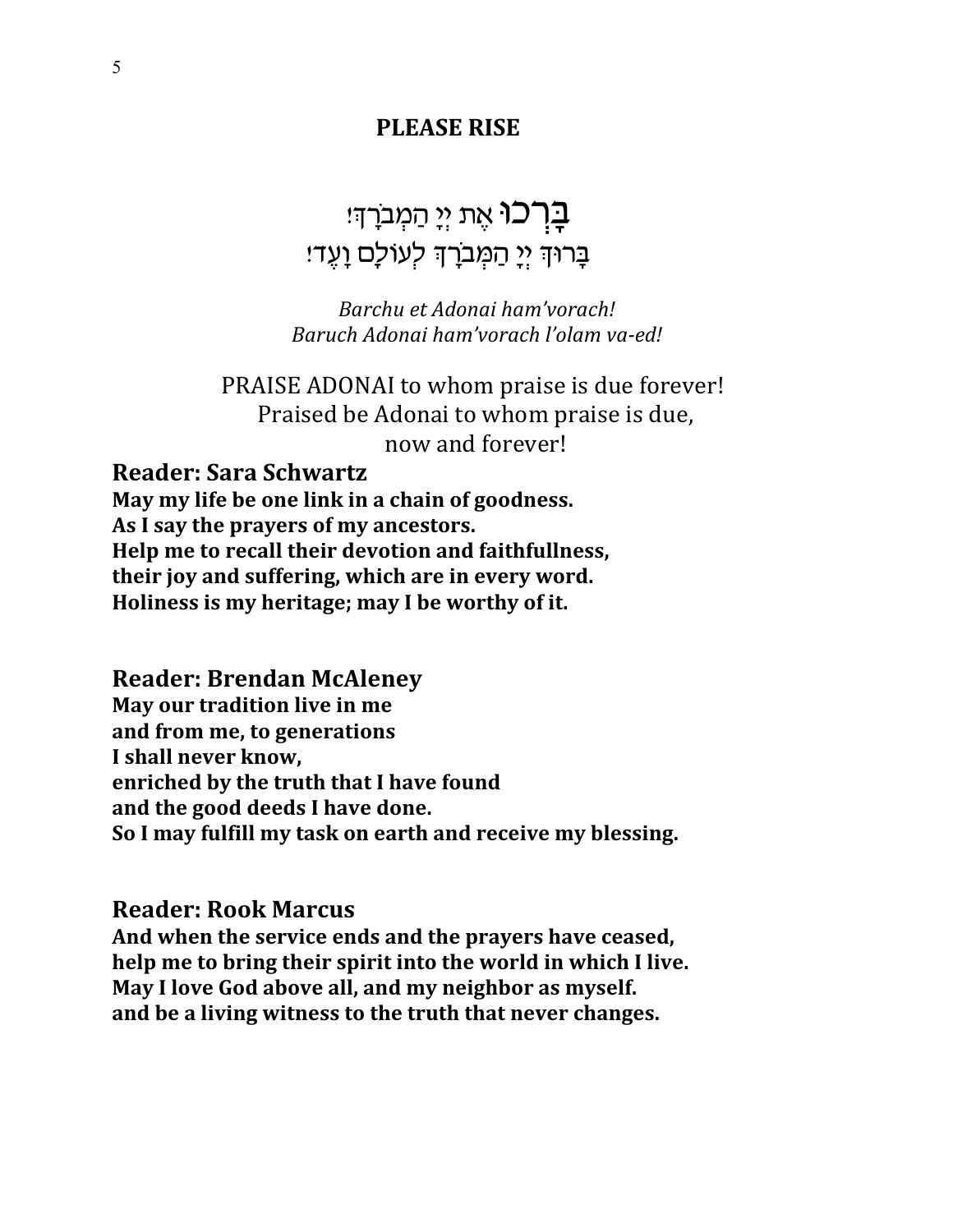**PLEASE RISE**

בָּרְכוּ אֶת יְיָ הַמְבֹרָךְ!
בָּרוּךְ יְיָ הַמְבֹרָךְ לְעוֹלָם וָעֶד!

*Barchu et Adonai ham'vorach!*
*Baruch Adonai ham'vorach l'olam va-ed!*

PRAISE ADONAI to whom praise is due forever!
Praised be Adonai to whom praise is due,
now and forever!

**Reader: Sara Schwartz**

**May my life be one link in a chain of goodness.**
**As I say the prayers of my ancestors.**
**Help me to recall their devotion and faithfullness,**
**their joy and suffering, which are in every word.**
**Holiness is my heritage; may I be worthy of it.**

**Reader: Brendan McAleney**

**May our tradition live in me**
**and from me, to generations**
**I shall never know,**
**enriched by the truth that I have found**
**and the good deeds I have done.**
**So I may fulfill my task on earth and receive my blessing.**

**Reader: Rook Marcus**

**And when the service ends and the prayers have ceased,**
**help me to bring their spirit into the world in which I live.**
**May I love God above all, and my neighbor as myself.**
**and be a living witness to the truth that never changes.**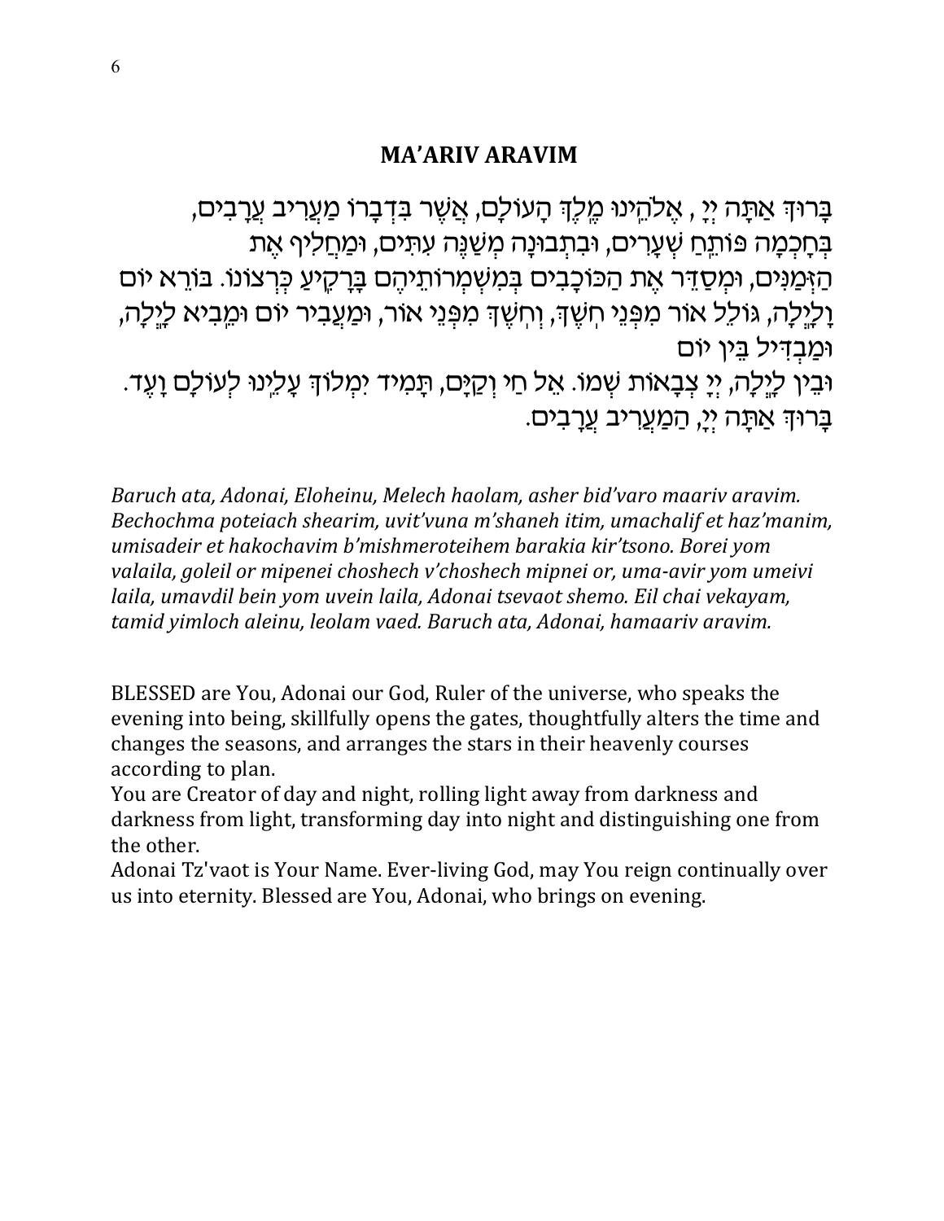## MA'ARIV ARAVIM

בָּרוּךְ אַתָּה יְיָ , אֱלֹהֵינוּ מֶלֶךְ הָעוֹלָם, אֲשֶׁר בִּדְבָרוֹ מַעֲרִיב עֲרָבִים,
בְּחָכְמָה פּוֹתֵחַ שְׁעָרִים, וּבִתְבוּנָה מְשַׁנֶּה עִתִּים, וּמַחֲלִיף אֶת
הַזְּמַנִּים, וּמְסַדֵּר אֶת הַכּוֹכָבִים בְּמִשְׁמְרוֹתֵיהֶם בָּרָקִיעַ כִּרְצוֹנוֹ. בּוֹרֵא יוֹם
וָלָיְלָה, גּוֹלֵל אוֹר מִפְּנֵי חֹשֶׁךְ, וְחֹשֶׁךְ מִפְּנֵי אוֹר, וּמַעֲבִיר יוֹם וּמֵבִיא לָיְלָה,
וּמַבְדִּיל בֵּין יוֹם
וּבֵין לָיְלָה, יְיָ צְבָאוֹת שְׁמוֹ. אֵל חַי וְקַיָּם, תָּמִיד יִמְלוֹךְ עָלֵינוּ לְעוֹלָם וָעֶד.
בָּרוּךְ אַתָּה יְיָ, הַמַּעֲרִיב עֲרָבִים.

*Baruch ata, Adonai, Eloheinu, Melech haolam, asher bid'varo maariv aravim. Bechochma poteiach shearim, uvit'vuna m'shaneh itim, umachalif et haz'manim, umisadeir et hakochavim b'mishmeroteihem barakia kir'tsono. Borei yom valaila, goleil or mipenei choshech v'choshech mipnei or, uma-avir yom umeivi laila, umavdil bein yom uvein laila, Adonai tsevaot shemo. Eil chai vekayam, tamid yimloch aleinu, leolam vaed. Baruch ata, Adonai, hamaariv aravim.*

BLESSED are You, Adonai our God, Ruler of the universe, who speaks the evening into being, skillfully opens the gates, thoughtfully alters the time and changes the seasons, and arranges the stars in their heavenly courses according to plan.
You are Creator of day and night, rolling light away from darkness and darkness from light, transforming day into night and distinguishing one from the other.
Adonai Tz'vaot is Your Name. Ever-living God, may You reign continually over us into eternity. Blessed are You, Adonai, who brings on evening.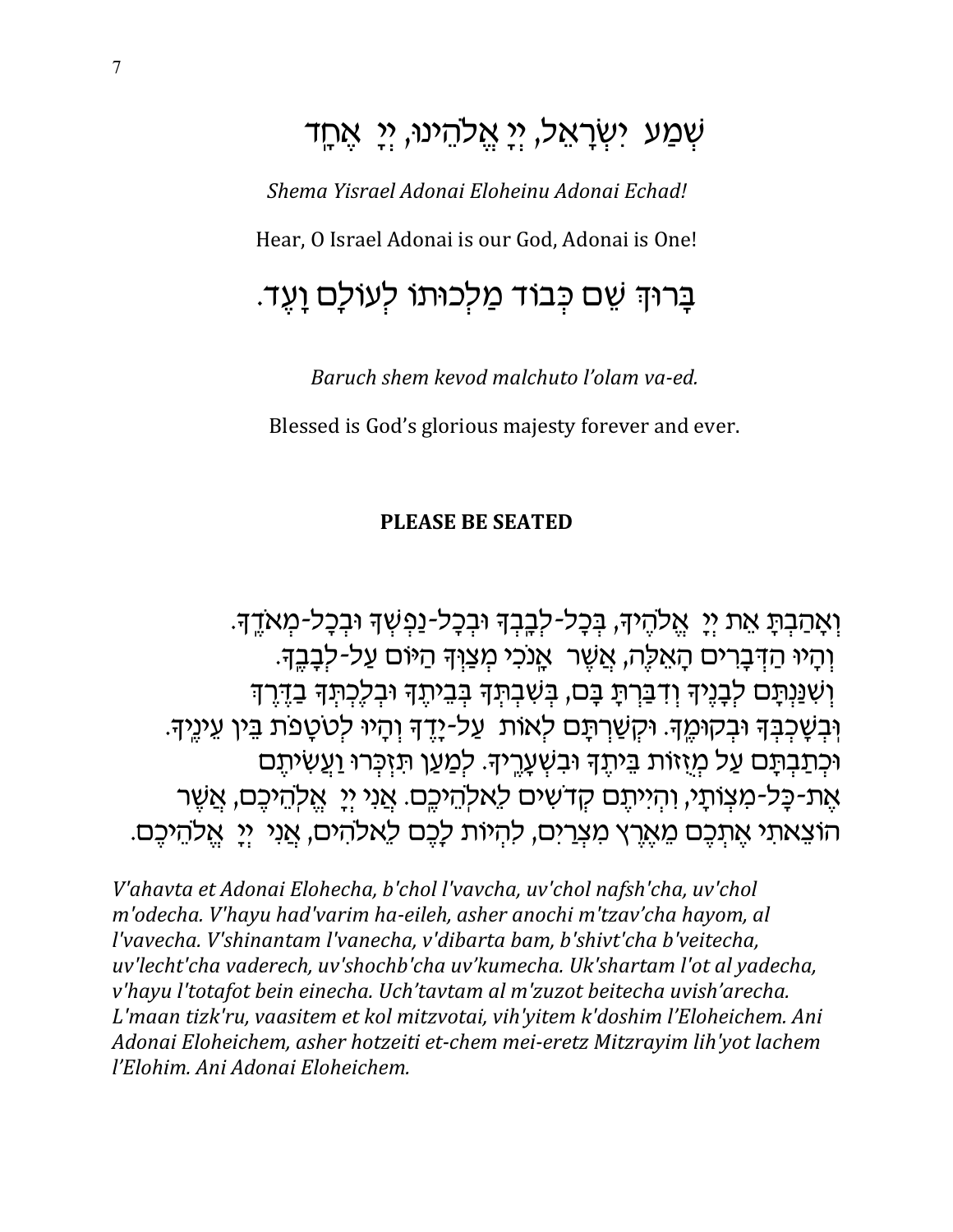# שְׁמַע יִשְׂרָאֵל, יְיָ אֱלֹהֵינוּ, יְיָ אֶחָד

*Shema Yisrael Adonai Eloheinu Adonai Echad!*

Hear, O Israel Adonai is our God, Adonai is One!

# בָּרוּךְ שֵׁם כְּבוֹד מַלְכוּתוֹ לְעוֹלָם וָעֶד.

*Baruch shem kevod malchuto l'olam va-ed.*

Blessed is God's glorious majesty forever and ever.

**PLEASE BE SEATED**

וְאָהַבְתָּ אֵת יְיָ אֱלֹהֶיךָ, בְּכָל-לְבָבְךָ וּבְכָל-נַפְשְׁךָ וּבְכָל-מְאֹדֶךָ. וְהָיוּ הַדְּבָרִים הָאֵלֶּה, אֲשֶׁר אָנֹכִי מְצַוְּךָ הַיּוֹם עַל-לְבָבֶךָ. וְשִׁנַּנְתָּם לְבָנֶיךָ וְדִבַּרְתָּ בָּם, בְּשִׁבְתְּךָ בְּבֵיתֶךָ וּבְלֶכְתְּךָ בַדֶּרֶךְ וּבְשָׁכְבְּךָ וּבְקוּמֶךָ. וּקְשַׁרְתָּם לְאוֹת עַל-יָדֶךָ וְהָיוּ לְטֹטָפֹת בֵּין עֵינֶיךָ. וּכְתַבְתָּם עַל מְזֻזוֹת בֵּיתֶךָ וּבִשְׁעָרֶיךָ. לְמַעַן תִּזְכְּרוּ וַעֲשִׂיתֶם אֶת-כָּל-מִצְוֹתָי, וִהְיִיתֶם קְדֹשִׁים לֵאלֹהֵיכֶם. אֲנִי יְיָ אֱלֹהֵיכֶם, אֲשֶׁר הוֹצֵאתִי אֶתְכֶם מֵאֶרֶץ מִצְרַיִם, לִהְיוֹת לָכֶם לֵאלֹהִים, אֲנִי יְיָ אֱלֹהֵיכֶם.

*V'ahavta et Adonai Elohecha, b'chol l'vavcha, uv'chol nafsh'cha, uv'chol m'odecha. V'hayu had'varim ha-eileh, asher anochi m'tzav'cha hayom, al l'vavecha. V'shinantam l'vanecha, v'dibarta bam, b'shivt'cha b'veitecha, uv'lecht'cha vaderech, uv'shochb'cha uv'kumecha. Uk'shartam l'ot al yadecha, v'hayu l'totafot bein einecha. Uch'tavtam al m'zuzot beitecha uvish'arecha. L'maan tizk'ru, vaasitem et kol mitzvotai, vih'yitem k'doshim l'Eloheichem. Ani Adonai Eloheichem, asher hotzeiti et-chem mei-eretz Mitzrayim lih'yot lachem l'Elohim. Ani Adonai Eloheichem.*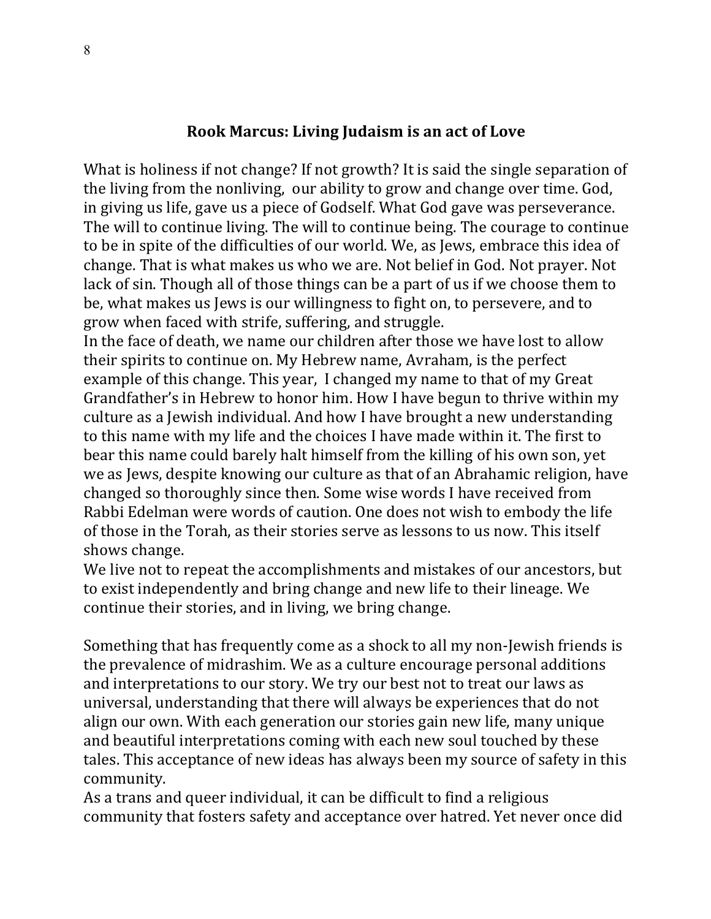## Rook Marcus: Living Judaism is an act of Love

What is holiness if not change? If not growth? It is said the single separation of the living from the nonliving, our ability to grow and change over time. God, in giving us life, gave us a piece of Godself. What God gave was perseverance. The will to continue living. The will to continue being. The courage to continue to be in spite of the difficulties of our world. We, as Jews, embrace this idea of change. That is what makes us who we are. Not belief in God. Not prayer. Not lack of sin. Though all of those things can be a part of us if we choose them to be, what makes us Jews is our willingness to fight on, to persevere, and to grow when faced with strife, suffering, and struggle.

In the face of death, we name our children after those we have lost to allow their spirits to continue on. My Hebrew name, Avraham, is the perfect example of this change. This year, I changed my name to that of my Great Grandfather's in Hebrew to honor him. How I have begun to thrive within my culture as a Jewish individual. And how I have brought a new understanding to this name with my life and the choices I have made within it. The first to bear this name could barely halt himself from the killing of his own son, yet we as Jews, despite knowing our culture as that of an Abrahamic religion, have changed so thoroughly since then. Some wise words I have received from Rabbi Edelman were words of caution. One does not wish to embody the life of those in the Torah, as their stories serve as lessons to us now. This itself shows change.

We live not to repeat the accomplishments and mistakes of our ancestors, but to exist independently and bring change and new life to their lineage. We continue their stories, and in living, we bring change.

Something that has frequently come as a shock to all my non-Jewish friends is the prevalence of midrashim. We as a culture encourage personal additions and interpretations to our story. We try our best not to treat our laws as universal, understanding that there will always be experiences that do not align our own. With each generation our stories gain new life, many unique and beautiful interpretations coming with each new soul touched by these tales. This acceptance of new ideas has always been my source of safety in this community.

As a trans and queer individual, it can be difficult to find a religious community that fosters safety and acceptance over hatred. Yet never once did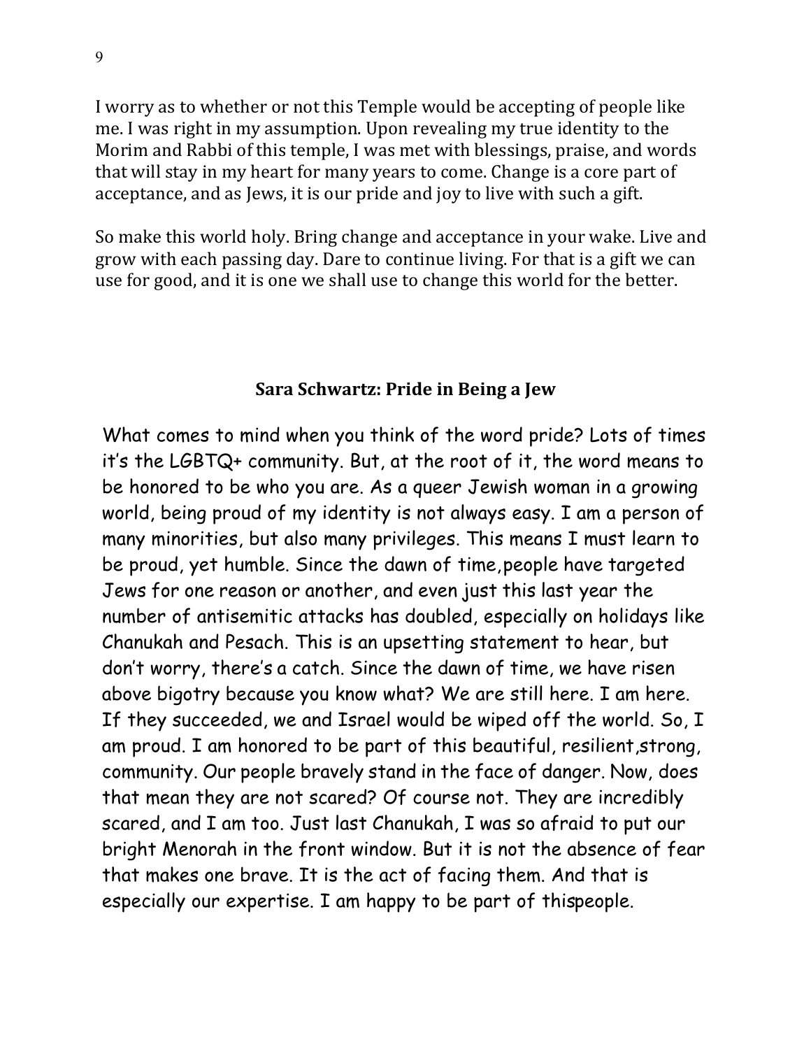I worry as to whether or not this Temple would be accepting of people like me. I was right in my assumption. Upon revealing my true identity to the Morim and Rabbi of this temple, I was met with blessings, praise, and words that will stay in my heart for many years to come. Change is a core part of acceptance, and as Jews, it is our pride and joy to live with such a gift.

So make this world holy. Bring change and acceptance in your wake. Live and grow with each passing day. Dare to continue living. For that is a gift we can use for good, and it is one we shall use to change this world for the better.

## Sara Schwartz: Pride in Being a Jew

What comes to mind when you think of the word pride? Lots of times it's the LGBTQ+ community. But, at the root of it, the word means to be honored to be who you are. As a queer Jewish woman in a growing world, being proud of my identity is not always easy. I am a person of many minorities, but also many privileges. This means I must learn to be proud, yet humble. Since the dawn of time,people have targeted Jews for one reason or another, and even just this last year the number of antisemitic attacks has doubled, especially on holidays like Chanukah and Pesach. This is an upsetting statement to hear, but don't worry, there's a catch. Since the dawn of time, we have risen above bigotry because you know what? We are still here. I am here. If they succeeded, we and Israel would be wiped off the world. So, I am proud. I am honored to be part of this beautiful, resilient,strong, community. Our people bravely stand in the face of danger. Now, does that mean they are not scared? Of course not. They are incredibly scared, and I am too. Just last Chanukah, I was so afraid to put our bright Menorah in the front window. But it is not the absence of fear that makes one brave. It is the act of facing them. And that is especially our expertise. I am happy to be part of thispeople.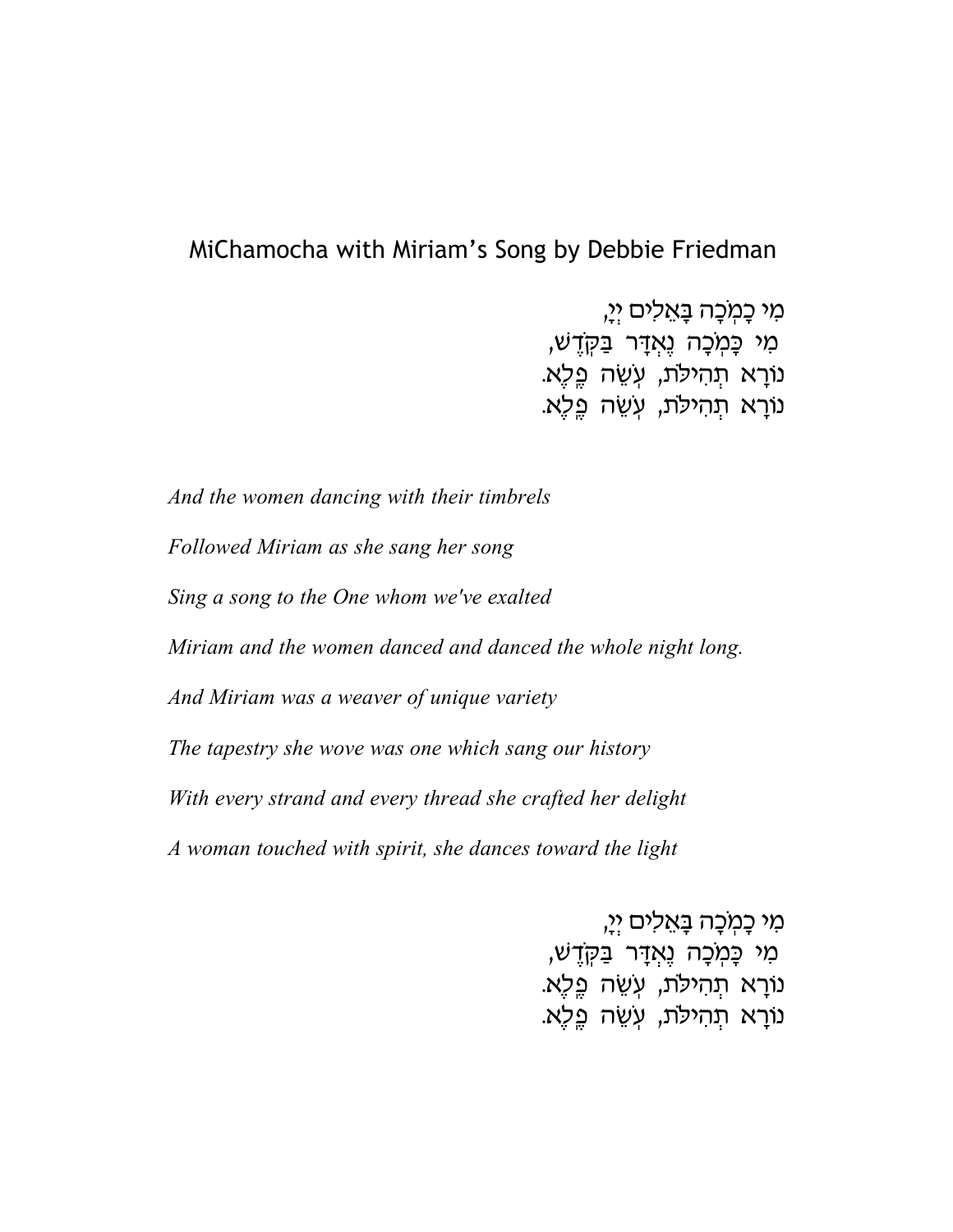## MiChamocha with Miriam's Song by Debbie Friedman

מִי כָמֹכָה בָּאֵלִים יְיָ,
מִי כָּמֹכָה נֶאְדָּר בַּקֹּדֶשׁ,
נוֹרָא תְהִילֹּת, עֹשֵׂה פֶלֶא.
נוֹרָא תְהִילֹּת, עֹשֵׂה פֶלֶא.

*And the women dancing with their timbrels*

*Followed Miriam as she sang her song*

*Sing a song to the One whom we've exalted*

*Miriam and the women danced and danced the whole night long.*

*And Miriam was a weaver of unique variety*

*The tapestry she wove was one which sang our history*

*With every strand and every thread she crafted her delight*

*A woman touched with spirit, she dances toward the light*

מִי כָמֹכָה בָּאֵלִים יְיָ,
מִי כָּמֹכָה נֶאְדָּר בַּקֹּדֶשׁ,
נוֹרָא תְהִילֹּת, עֹשֵׂה פֶלֶא.
נוֹרָא תְהִילֹּת, עֹשֵׂה פֶלֶא.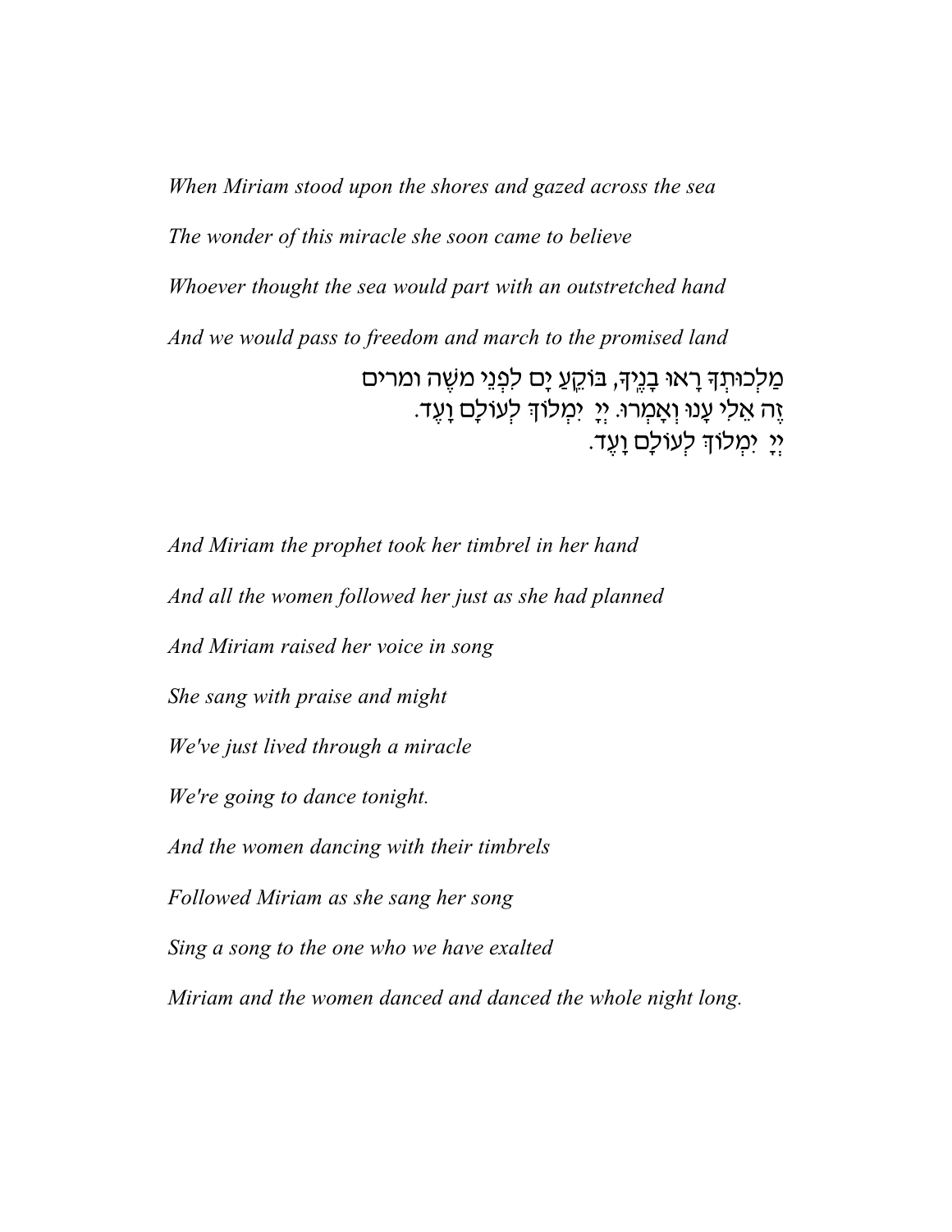*When Miriam stood upon the shores and gazed across the sea*

*The wonder of this miracle she soon came to believe*

*Whoever thought the sea would part with an outstretched hand*

*And we would pass to freedom and march to the promised land*

מַלְכוּתְךָ רָאוּ בָנֶיךָ, בּוֹקֵעַ יָם לִפְנֵי מֹשֶׁה ומרים
זֶה אֵלִי עָנוּ וְאָמְרוּ. יְיָ יִמְלֹךְ לְעוֹלָם וָעֶד.
יְיָ יִמְלֹךְ לְעוֹלָם וָעֶד.

*And Miriam the prophet took her timbrel in her hand*

*And all the women followed her just as she had planned*

*And Miriam raised her voice in song*

*She sang with praise and might*

*We've just lived through a miracle*

*We're going to dance tonight.*

*And the women dancing with their timbrels*

*Followed Miriam as she sang her song*

*Sing a song to the one who we have exalted*

*Miriam and the women danced and danced the whole night long.*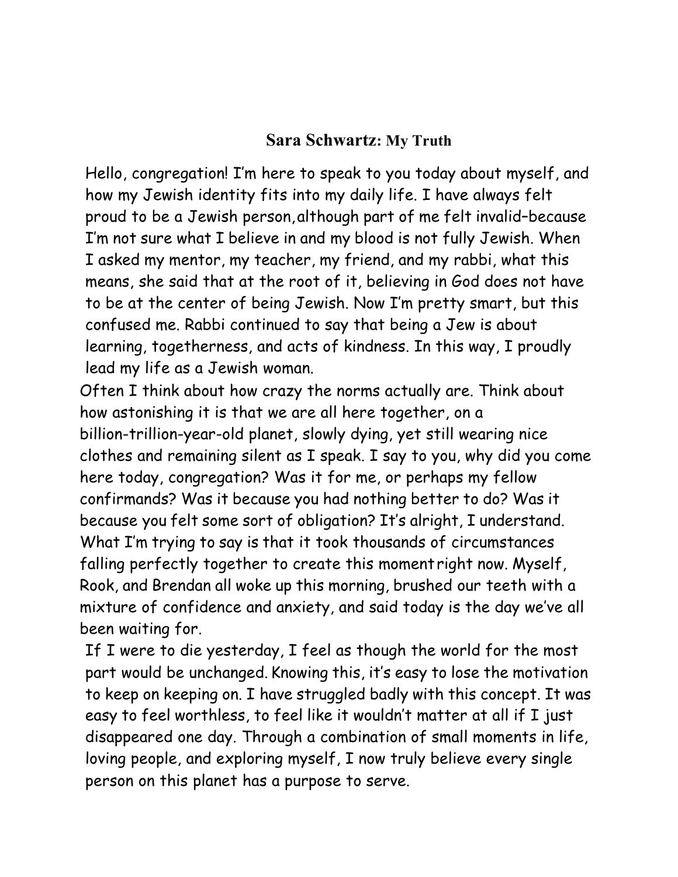## **Sara Schwartz:** My Truth

Hello, congregation! I'm here to speak to you today about myself, and how my Jewish identity fits into my daily life. I have always felt proud to be a Jewish person,although part of me felt invalid–because I'm not sure what I believe in and my blood is not fully Jewish. When I asked my mentor, my teacher, my friend, and my rabbi, what this means, she said that at the root of it, believing in God does not have to be at the center of being Jewish. Now I'm pretty smart, but this confused me. Rabbi continued to say that being a Jew is about learning, togetherness, and acts of kindness. In this way, I proudly lead my life as a Jewish woman.

Often I think about how crazy the norms actually are. Think about how astonishing it is that we are all here together, on a billion-trillion-year-old planet, slowly dying, yet still wearing nice clothes and remaining silent as I speak. I say to you, why did you come here today, congregation? Was it for me, or perhaps my fellow confirmands? Was it because you had nothing better to do? Was it because you felt some sort of obligation? It's alright, I understand. What I'm trying to say is that it took thousands of circumstances falling perfectly together to create this moment right now. Myself, Rook, and Brendan all woke up this morning, brushed our teeth with a mixture of confidence and anxiety, and said today is the day we've all been waiting for.

If I were to die yesterday, I feel as though the world for the most part would be unchanged. Knowing this, it's easy to lose the motivation to keep on keeping on. I have struggled badly with this concept. It was easy to feel worthless, to feel like it wouldn't matter at all if I just disappeared one day. Through a combination of small moments in life, loving people, and exploring myself, I now truly believe every single person on this planet has a purpose to serve.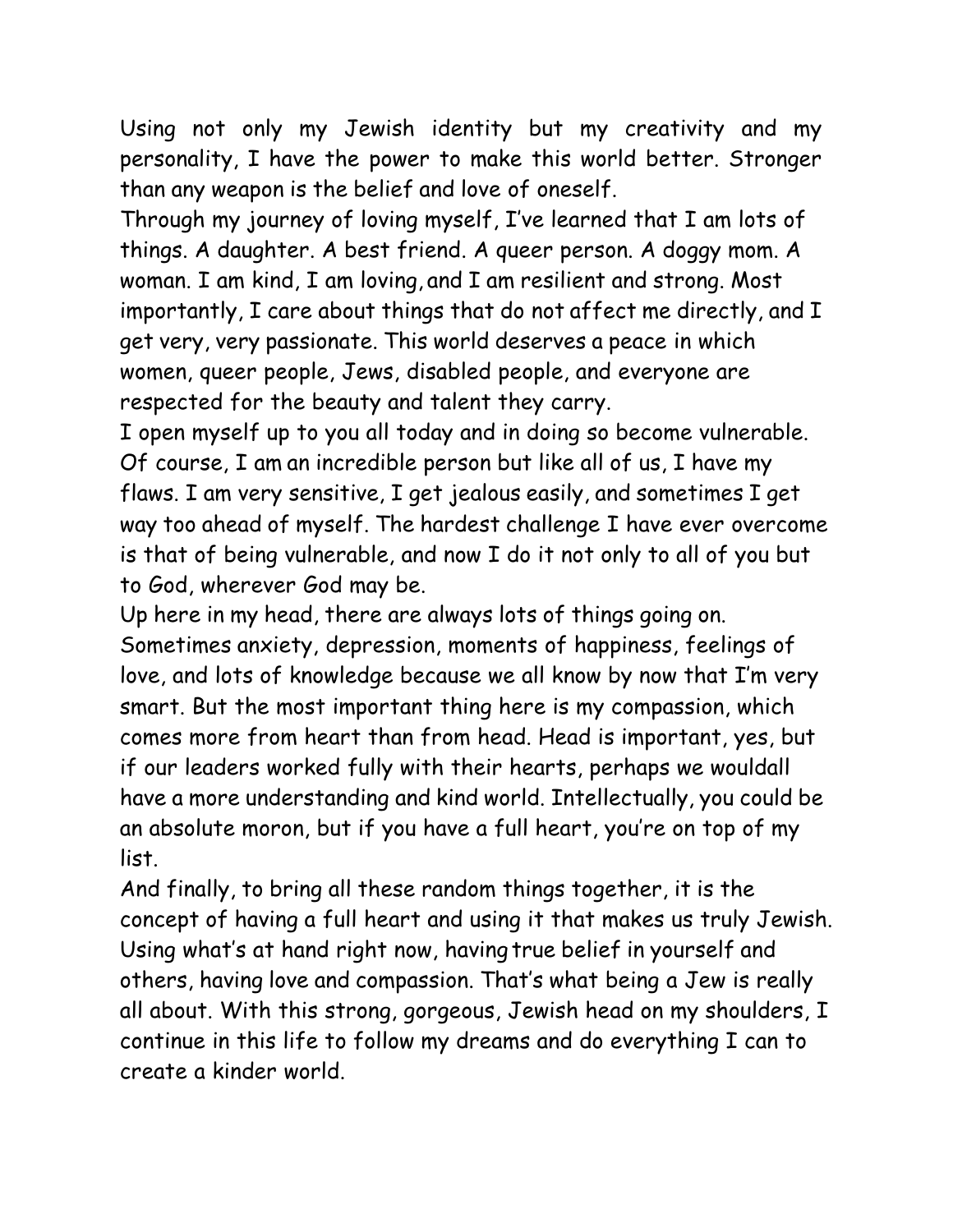Using not only my Jewish identity but my creativity and my personality, I have the power to make this world better. Stronger than any weapon is the belief and love of oneself.

Through my journey of loving myself, I've learned that I am lots of things. A daughter. A best friend. A queer person. A doggy mom. A woman. I am kind, I am loving, and I am resilient and strong. Most importantly, I care about things that do not affect me directly, and I get very, very passionate. This world deserves a peace in which women, queer people, Jews, disabled people, and everyone are respected for the beauty and talent they carry.

I open myself up to you all today and in doing so become vulnerable. Of course, I am an incredible person but like all of us, I have my flaws. I am very sensitive, I get jealous easily, and sometimes I get way too ahead of myself. The hardest challenge I have ever overcome is that of being vulnerable, and now I do it not only to all of you but to God, wherever God may be.

Up here in my head, there are always lots of things going on. Sometimes anxiety, depression, moments of happiness, feelings of love, and lots of knowledge because we all know by now that I'm very smart. But the most important thing here is my compassion, which comes more from heart than from head. Head is important, yes, but if our leaders worked fully with their hearts, perhaps we wouldall have a more understanding and kind world. Intellectually, you could be an absolute moron, but if you have a full heart, you're on top of my list.

And finally, to bring all these random things together, it is the concept of having a full heart and using it that makes us truly Jewish. Using what's at hand right now, having true belief in yourself and others, having love and compassion. That's what being a Jew is really all about. With this strong, gorgeous, Jewish head on my shoulders, I continue in this life to follow my dreams and do everything I can to create a kinder world.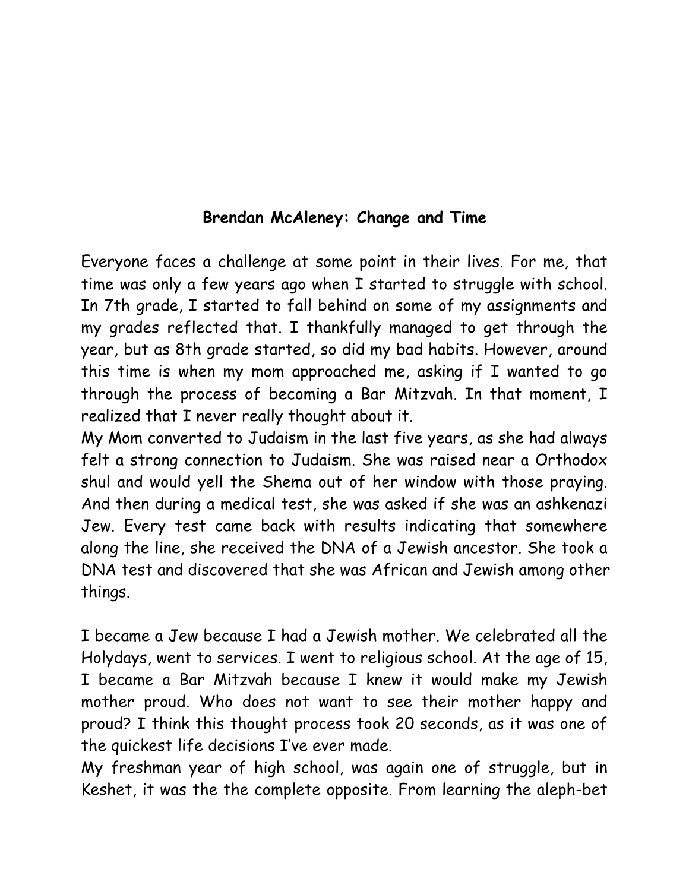## Brendan McAleney: Change and Time

Everyone faces a challenge at some point in their lives. For me, that time was only a few years ago when I started to struggle with school. In 7th grade, I started to fall behind on some of my assignments and my grades reflected that. I thankfully managed to get through the year, but as 8th grade started, so did my bad habits. However, around this time is when my mom approached me, asking if I wanted to go through the process of becoming a Bar Mitzvah. In that moment, I realized that I never really thought about it.

My Mom converted to Judaism in the last five years, as she had always felt a strong connection to Judaism. She was raised near a Orthodox shul and would yell the Shema out of her window with those praying. And then during a medical test, she was asked if she was an ashkenazi Jew. Every test came back with results indicating that somewhere along the line, she received the DNA of a Jewish ancestor. She took a DNA test and discovered that she was African and Jewish among other things.

I became a Jew because I had a Jewish mother. We celebrated all the Holydays, went to services. I went to religious school. At the age of 15, I became a Bar Mitzvah because I knew it would make my Jewish mother proud. Who does not want to see their mother happy and proud? I think this thought process took 20 seconds, as it was one of the quickest life decisions I've ever made.

My freshman year of high school, was again one of struggle, but in Keshet, it was the the complete opposite. From learning the aleph-bet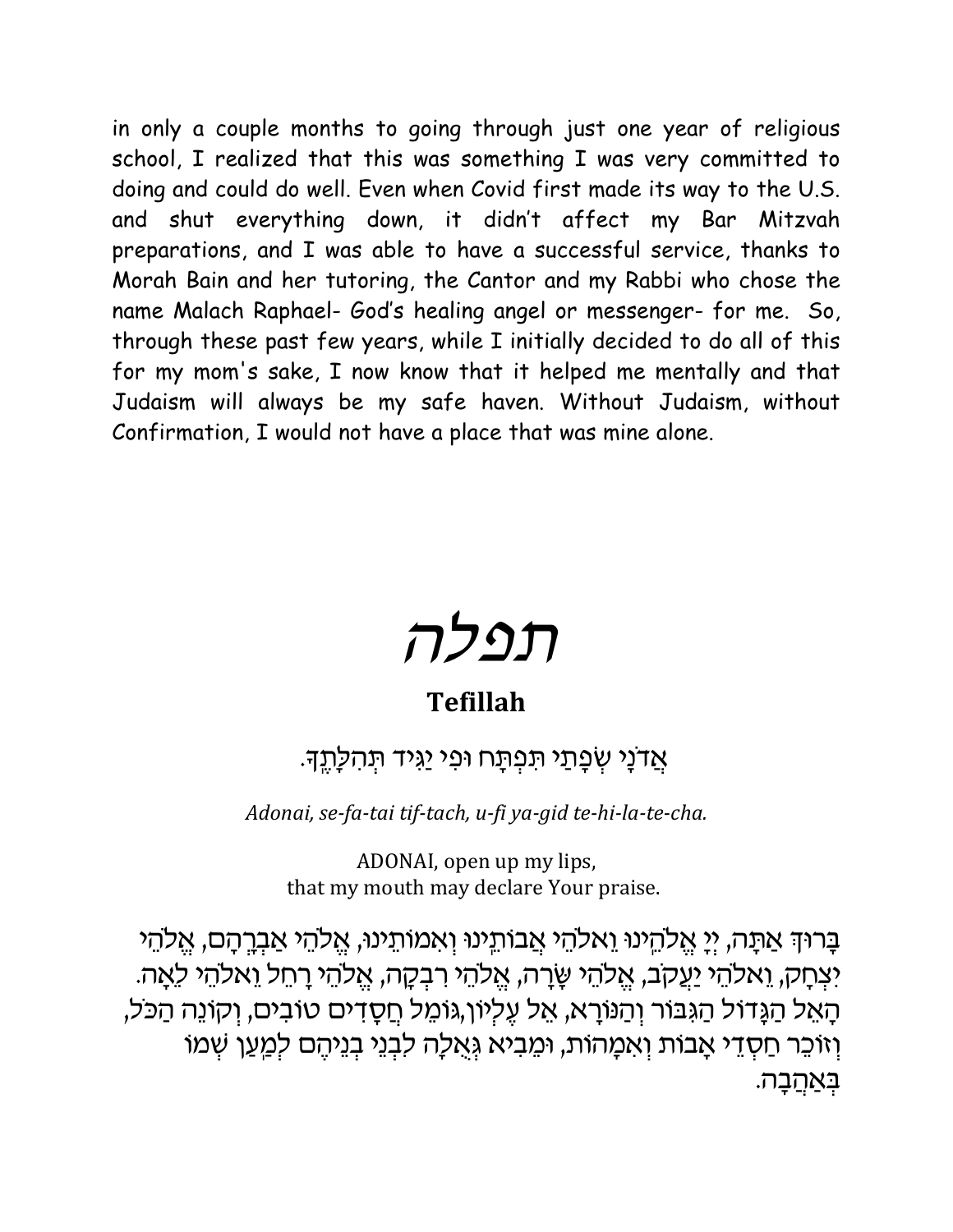in only a couple months to going through just one year of religious school, I realized that this was something I was very committed to doing and could do well. Even when Covid first made its way to the U.S. and shut everything down, it didn't affect my Bar Mitzvah preparations, and I was able to have a successful service, thanks to Morah Bain and her tutoring, the Cantor and my Rabbi who chose the name Malach Raphael- God's healing angel or messenger- for me. So, through these past few years, while I initially decided to do all of this for my mom's sake, I now know that it helped me mentally and that Judaism will always be my safe haven. Without Judaism, without Confirmation, I would not have a place that was mine alone.

# תפלה

## Tefillah

אֲדֹנָי שְׂפָתַי תִּפְתָּח וּפִי יַגִּיד תְּהִלָּתֶךָ.

*Adonai, se-fa-tai tif-tach, u-fi ya-gid te-hi-la-te-cha.*

ADONAI, open up my lips,
that my mouth may declare Your praise.

בָּרוּךְ אַתָּה, יְיָ אֱלֹהֵינוּ וֵאלֹהֵי אֲבוֹתֵינוּ וְאִמּוֹתֵינוּ, אֱלֹהֵי אַבְרָהָם, אֱלֹהֵי יִצְחָק, וֵאלֹהֵי יַעֲקֹב, אֱלֹהֵי שָׂרָה, אֱלֹהֵי רִבְקָה, אֱלֹהֵי רָחֵל וֵאלֹהֵי לֵאָה. הָאֵל הַגָּדוֹל הַגִּבּוֹר וְהַנּוֹרָא, אֵל עֶלְיוֹן,גּוֹמֵל חֲסָדִים טוֹבִים, וְקוֹנֵה הַכֹּל, וְזוֹכֵר חַסְדֵי אָבוֹת וְאִמָּהוֹת, וּמֵבִיא גְּאֻלָּה לִבְנֵי בְנֵיהֶם לְמַעַן שְׁמוֹ בְּאַהֲבָה.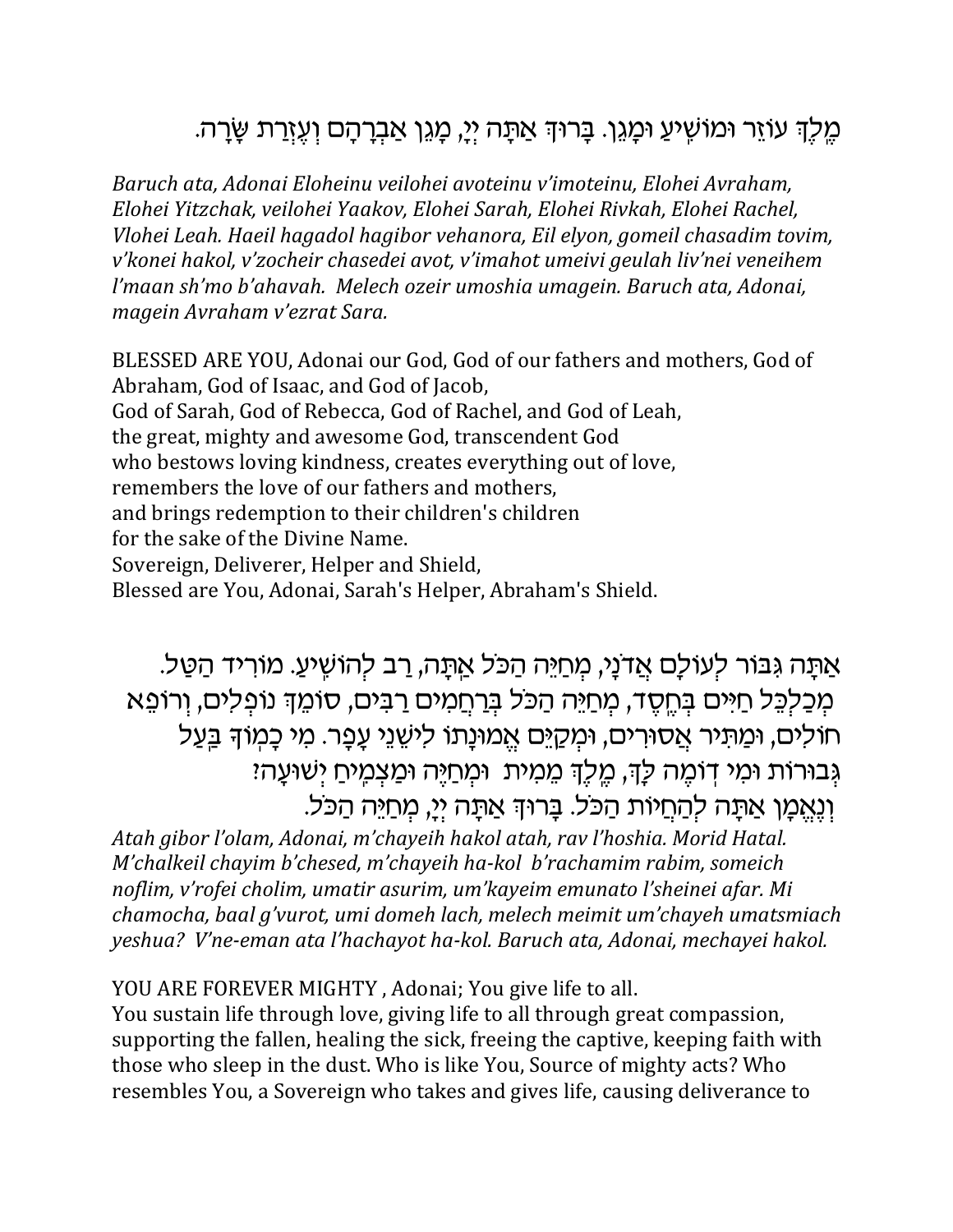מֶלֶךְ עוֹזֵר וּמוֹשִׁיעַ וּמָגֵן. בָּרוּךְ אַתָּה יְיָ, מָגֵן אַבְרָהָם וְעֶזְרַת שָׂרָה.

*Baruch ata, Adonai Eloheinu veilohei avoteinu v'imoteinu, Elohei Avraham, Elohei Yitzchak, veilohei Yaakov, Elohei Sarah, Elohei Rivkah, Elohei Rachel, Vlohei Leah. Haeil hagadol hagibor vehanora, Eil elyon, gomeil chasadim tovim, v'konei hakol, v'zocheir chasedei avot, v'imahot umeivi geulah liv'nei veneihem l'maan sh'mo b'ahavah. Melech ozeir umoshia umagein. Baruch ata, Adonai, magein Avraham v'ezrat Sara.*

BLESSED ARE YOU, Adonai our God, God of our fathers and mothers, God of Abraham, God of Isaac, and God of Jacob,
God of Sarah, God of Rebecca, God of Rachel, and God of Leah,
the great, mighty and awesome God, transcendent God
who bestows loving kindness, creates everything out of love,
remembers the love of our fathers and mothers,
and brings redemption to their children's children
for the sake of the Divine Name.
Sovereign, Deliverer, Helper and Shield,
Blessed are You, Adonai, Sarah's Helper, Abraham's Shield.

אַתָּה גִּבּוֹר לְעוֹלָם אֲדֹנָי, מְחַיֵּה הַכֹּל אַתָּה, רַב לְהוֹשִׁיעַ. מוֹרִיד הַטַּל. מְכַלְכֵּל חַיִּים בְּחֶסֶד, מְחַיֵּה הַכֹּל בְּרַחֲמִים רַבִּים, סוֹמֵךְ נוֹפְלִים, וְרוֹפֵא חוֹלִים, וּמַתִּיר אֲסוּרִים, וּמְקַיֵּם אֱמוּנָתוֹ לִישֵׁנֵי עָפָר. מִי כָמְוֹךָ בַּעַל גְּבוּרוֹת וּמִי דּוֹמֶה לָּךְ, מֶלֶךְ מֵמִית וּמְחַיֶּה וּמַצְמִיחַ יְשׁוּעָה? וְנֶאֱמָן אַתָּה לְהַחֲיוֹת הַכֹּל. בָּרוּךְ אַתָּה יְיָ, מְחַיֵּה הַכֹּל.

*Atah gibor l'olam, Adonai, m'chayeih hakol atah, rav l'hoshia. Morid Hatal. M'chalkeil chayim b'chesed, m'chayeih ha-kol b'rachamim rabim, someich noflim, v'rofei cholim, umatir asurim, um'kayeim emunato l'sheinei afar. Mi chamocha, baal g'vurot, umi domeh lach, melech meimit um'chayeh umatsmiach yeshua? V'ne-eman ata l'hachayot ha-kol. Baruch ata, Adonai, mechayei hakol.*

YOU ARE FOREVER MIGHTY , Adonai; You give life to all.
You sustain life through love, giving life to all through great compassion, supporting the fallen, healing the sick, freeing the captive, keeping faith with those who sleep in the dust. Who is like You, Source of mighty acts? Who resembles You, a Sovereign who takes and gives life, causing deliverance to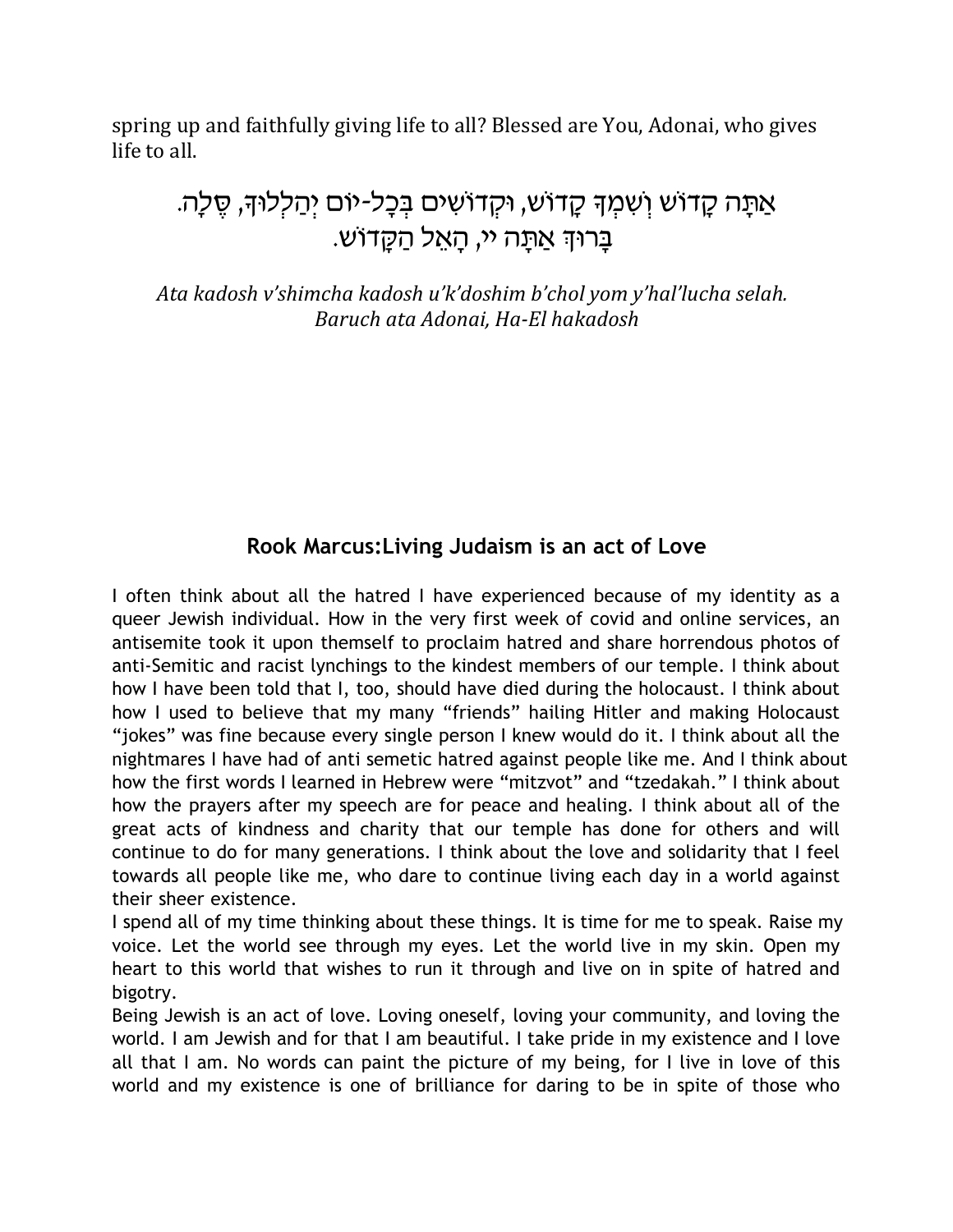spring up and faithfully giving life to all? Blessed are You, Adonai, who gives life to all.

אַתָּה קָדוֹשׁ וְשִׁמְךָ קָדוֹשׁ, וּקְדוֹשִׁים בְּכָל-יוֹם יְהַלְלוּךָ, סֶּלָה.
בָּרוּךְ אַתָּה יי, הָאֵל הַקָּדוֹשׁ.

*Ata kadosh v'shimcha kadosh u'k'doshim b'chol yom y'hal'lucha selah.*
*Baruch ata Adonai, Ha-El hakadosh*

## Rook Marcus:Living Judaism is an act of Love

I often think about all the hatred I have experienced because of my identity as a queer Jewish individual. How in the very first week of covid and online services, an antisemite took it upon themself to proclaim hatred and share horrendous photos of anti-Semitic and racist lynchings to the kindest members of our temple. I think about how I have been told that I, too, should have died during the holocaust. I think about how I used to believe that my many "friends" hailing Hitler and making Holocaust "jokes" was fine because every single person I knew would do it. I think about all the nightmares I have had of anti semetic hatred against people like me. And I think about how the first words I learned in Hebrew were "mitzvot" and "tzedakah." I think about how the prayers after my speech are for peace and healing. I think about all of the great acts of kindness and charity that our temple has done for others and will continue to do for many generations. I think about the love and solidarity that I feel towards all people like me, who dare to continue living each day in a world against their sheer existence.

I spend all of my time thinking about these things. It is time for me to speak. Raise my voice. Let the world see through my eyes. Let the world live in my skin. Open my heart to this world that wishes to run it through and live on in spite of hatred and bigotry.

Being Jewish is an act of love. Loving oneself, loving your community, and loving the world. I am Jewish and for that I am beautiful. I take pride in my existence and I love all that I am. No words can paint the picture of my being, for I live in love of this world and my existence is one of brilliance for daring to be in spite of those who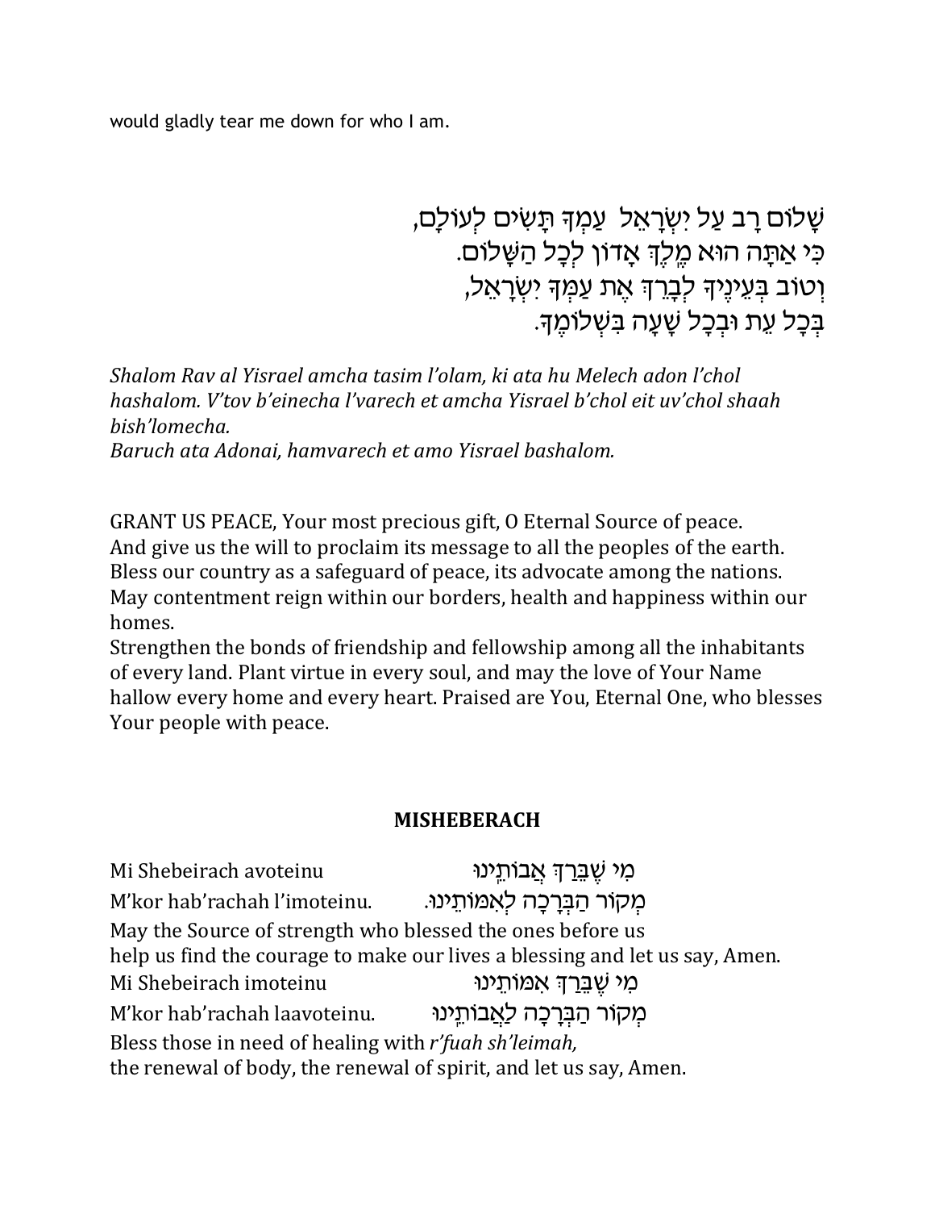would gladly tear me down for who I am.

שָׁלוֹם רָב עַל יִשְׂרָאֵל  עַמְּךָ תָּשִׂים לְעוֹלָם,
כִּי אַתָּה הוּא מֶלֶךְ אָדוֹן לְכָל הַשָּׁלוֹם.
וְטוֹב בְּעֵינֶיךָ לְבָרֵךְ אֶת עַמְּךָ יִשְׂרָאֵל,
בְּכָל עֵת וּבְכָל שָׁעָה בִּשְׁלוֹמֶךָ.

*Shalom Rav al Yisrael amcha tasim l'olam, ki ata hu Melech adon l'chol hashalom. V'tov b'einecha l'varech et amcha Yisrael b'chol eit uv'chol shaah bish'lomecha.*
*Baruch ata Adonai, hamvarech et amo Yisrael bashalom.*

GRANT US PEACE, Your most precious gift, O Eternal Source of peace.
And give us the will to proclaim its message to all the peoples of the earth.
Bless our country as a safeguard of peace, its advocate among the nations.
May contentment reign within our borders, health and happiness within our homes.
Strengthen the bonds of friendship and fellowship among all the inhabitants of every land. Plant virtue in every soul, and may the love of Your Name hallow every home and every heart. Praised are You, Eternal One, who blesses Your people with peace.

## MISHEBERACH

Mi Shebeirach avoteinu — מִי שֶׁבֵּרַךְ אֲבוֹתֵינוּ
M'kor hab'rachah l'imoteinu. — מְקוֹר הַבְּרָכָה לְאִמּוֹתֵינוּ.
May the Source of strength who blessed the ones before us
help us find the courage to make our lives a blessing and let us say, Amen.
Mi Shebeirach imoteinu — מִי שֶׁבֵּרַךְ אִמּוֹתֵינוּ
M'kor hab'rachah laavoteinu. — מְקוֹר הַבְּרָכָה לַאֲבוֹתֵינוּ
Bless those in need of healing with *r'fuah sh'leimah,*
the renewal of body, the renewal of spirit, and let us say, Amen.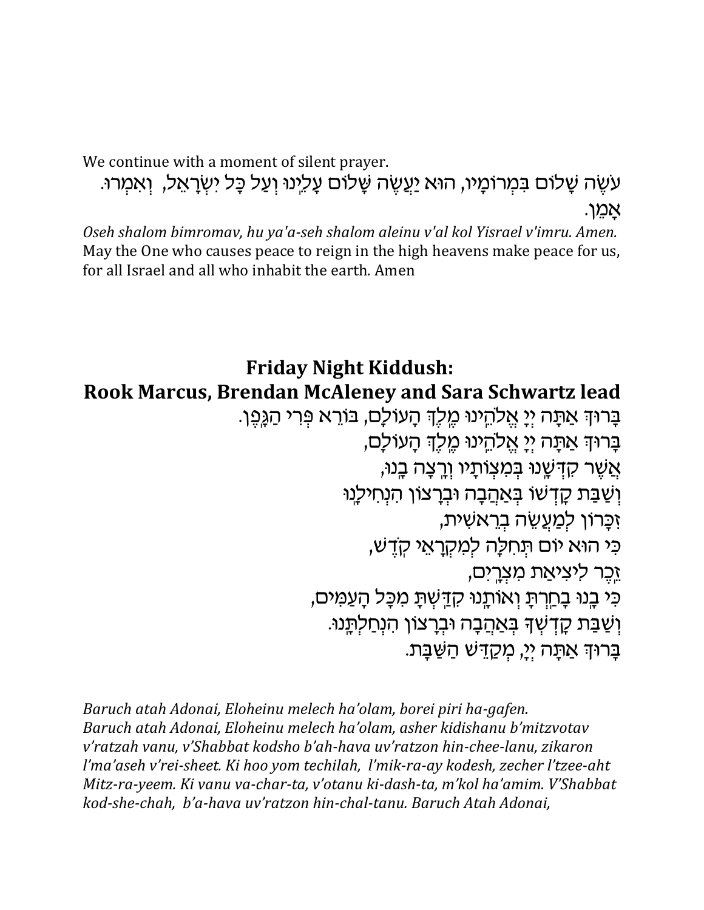We continue with a moment of silent prayer.

עֹשֶׂה שָׁלוֹם בִּמְרוֹמָיו, הוּא יַעֲשֶׂה שָׁלוֹם עָלֵינוּ וְעַל כָּל יִשְׂרָאֵל, וְאִמְרוּ. אָמֵן.

*Oseh shalom bimromav, hu ya'a-seh shalom aleinu v'al kol Yisrael v'imru. Amen.*
May the One who causes peace to reign in the high heavens make peace for us, for all Israel and all who inhabit the earth. Amen

## Friday Night Kiddush:
## Rook Marcus, Brendan McAleney and Sara Schwartz lead

בָּרוּךְ אַתָּה יְיָ אֱלֹהֵינוּ מֶלֶךְ הָעוֹלָם, בּוֹרֵא פְּרִי הַגָּפֶן.
בָּרוּךְ אַתָּה יְיָ אֱלֹהֵינוּ מֶלֶךְ הָעוֹלָם,
אֲשֶׁר קִדְּשָׁנוּ בְּמִצְוֹתָיו וְרָצָה בָנוּ,
וְשַׁבַּת קָדְשׁוֹ בְּאַהֲבָה וּבְרָצוֹן הִנְחִילָנוּ
זִכָּרוֹן לְמַעֲשֵׂה בְרֵאשִׁית,
כִּי הוּא יוֹם תְּחִלָּה לְמִקְרָאֵי קֹדֶשׁ,
זֵכֶר לִיצִיאַת מִצְרָיִם,
כִּי בָנוּ בָחַרְתָּ וְאוֹתָנוּ קִדַּשְׁתָּ מִכָּל הָעַמִּים,
וְשַׁבַּת קָדְשְׁךָ בְּאַהֲבָה וּבְרָצוֹן הִנְחַלְתָּנוּ.
בָּרוּךְ אַתָּה יְיָ, מְקַדֵּשׁ הַשַּׁבָּת.

*Baruch atah Adonai, Eloheinu melech ha'olam, borei piri ha-gafen.*
*Baruch atah Adonai, Eloheinu melech ha'olam, asher kidishanu b'mitzvotav v'ratzah vanu, v'Shabbat kodsho b'ah-hava uv'ratzon hin-chee-lanu, zikaron l'ma'aseh v'rei-sheet. Ki hoo yom techilah, l'mik-ra-ay kodesh, zecher l'tzee-aht Mitz-ra-yeem. Ki vanu va-char-ta, v'otanu ki-dash-ta, m'kol ha'amim. V'Shabbat kod-she-chah, b'a-hava uv'ratzon hin-chal-tanu. Baruch Atah Adonai,*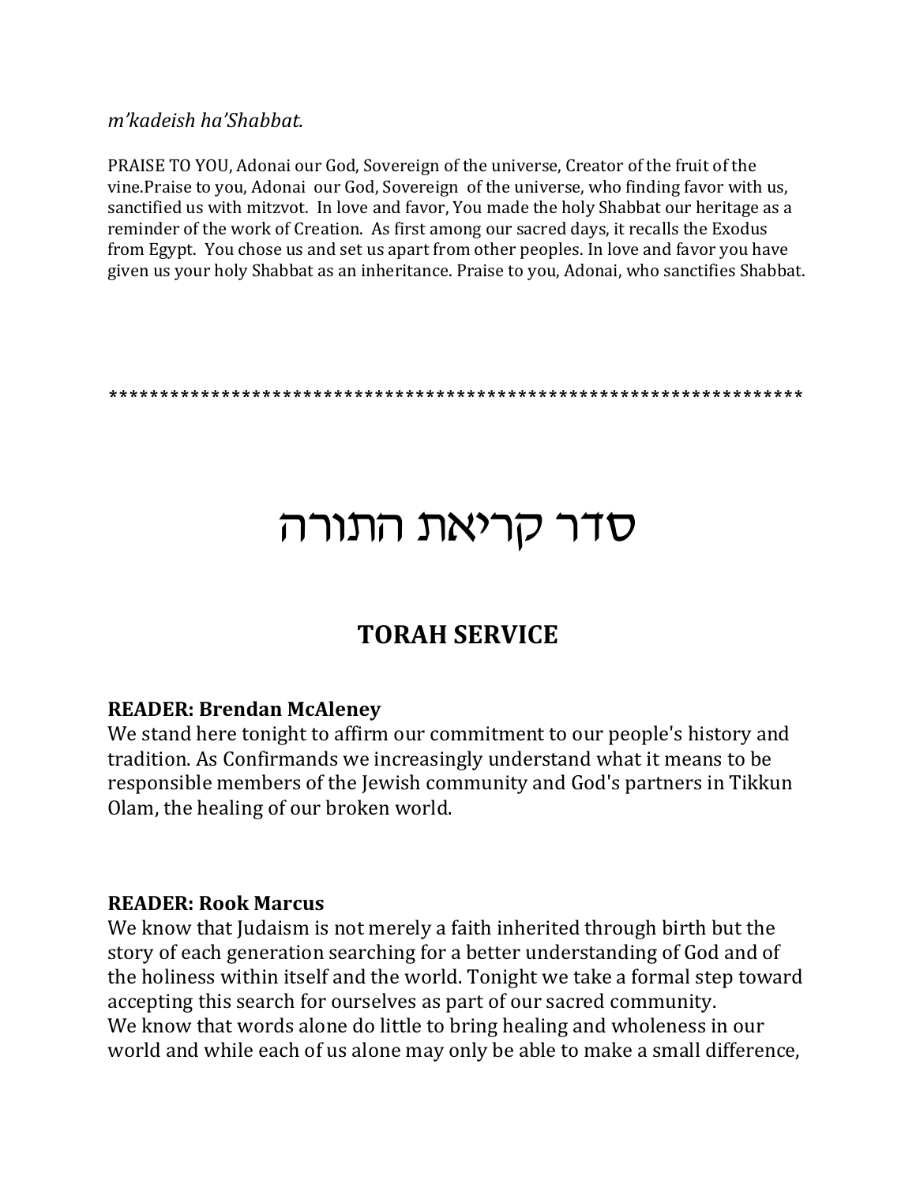*m'kadeish ha'Shabbat.*

PRAISE TO YOU, Adonai our God, Sovereign of the universe, Creator of the fruit of the vine.Praise to you, Adonai our God, Sovereign of the universe, who finding favor with us, sanctified us with mitzvot. In love and favor, You made the holy Shabbat our heritage as a reminder of the work of Creation. As first among our sacred days, it recalls the Exodus from Egypt. You chose us and set us apart from other peoples. In love and favor you have given us your holy Shabbat as an inheritance. Praise to you, Adonai, who sanctifies Shabbat.

*******************************************************************

# סדר קריאת התורה

## TORAH SERVICE

**READER: Brendan McAleney**
We stand here tonight to affirm our commitment to our people's history and tradition. As Confirmands we increasingly understand what it means to be responsible members of the Jewish community and God's partners in Tikkun Olam, the healing of our broken world.

**READER: Rook Marcus**
We know that Judaism is not merely a faith inherited through birth but the story of each generation searching for a better understanding of God and of the holiness within itself and the world. Tonight we take a formal step toward accepting this search for ourselves as part of our sacred community.
We know that words alone do little to bring healing and wholeness in our world and while each of us alone may only be able to make a small difference,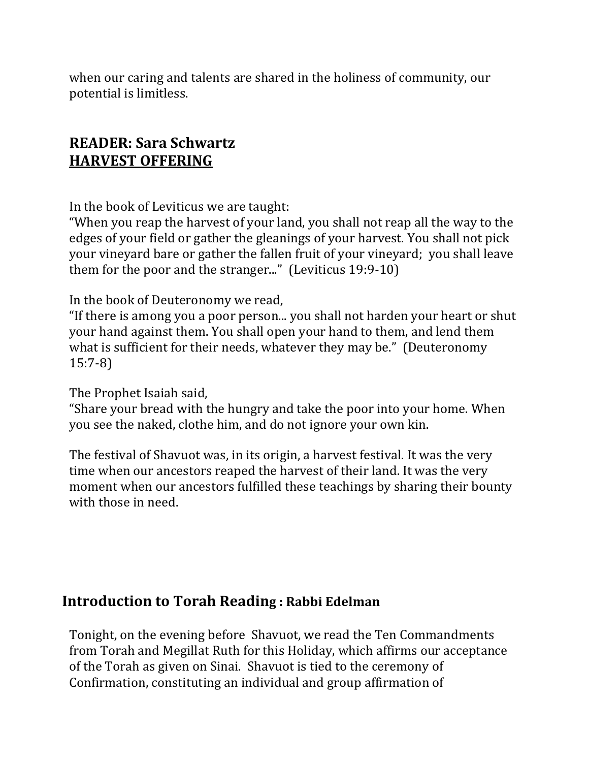when our caring and talents are shared in the holiness of community, our potential is limitless.

## READER: Sara Schwartz
## <u>HARVEST OFFERING</u>

In the book of Leviticus we are taught:
"When you reap the harvest of your land, you shall not reap all the way to the edges of your field or gather the gleanings of your harvest. You shall not pick your vineyard bare or gather the fallen fruit of your vineyard; you shall leave them for the poor and the stranger..." (Leviticus 19:9-10)

In the book of Deuteronomy we read,
"If there is among you a poor person... you shall not harden your heart or shut your hand against them. You shall open your hand to them, and lend them what is sufficient for their needs, whatever they may be." (Deuteronomy 15:7-8)

The Prophet Isaiah said,
"Share your bread with the hungry and take the poor into your home. When you see the naked, clothe him, and do not ignore your own kin.

The festival of Shavuot was, in its origin, a harvest festival. It was the very time when our ancestors reaped the harvest of their land. It was the very moment when our ancestors fulfilled these teachings by sharing their bounty with those in need.

## Introduction to Torah Reading : Rabbi Edelman

Tonight, on the evening before Shavuot, we read the Ten Commandments from Torah and Megillat Ruth for this Holiday, which affirms our acceptance of the Torah as given on Sinai. Shavuot is tied to the ceremony of Confirmation, constituting an individual and group affirmation of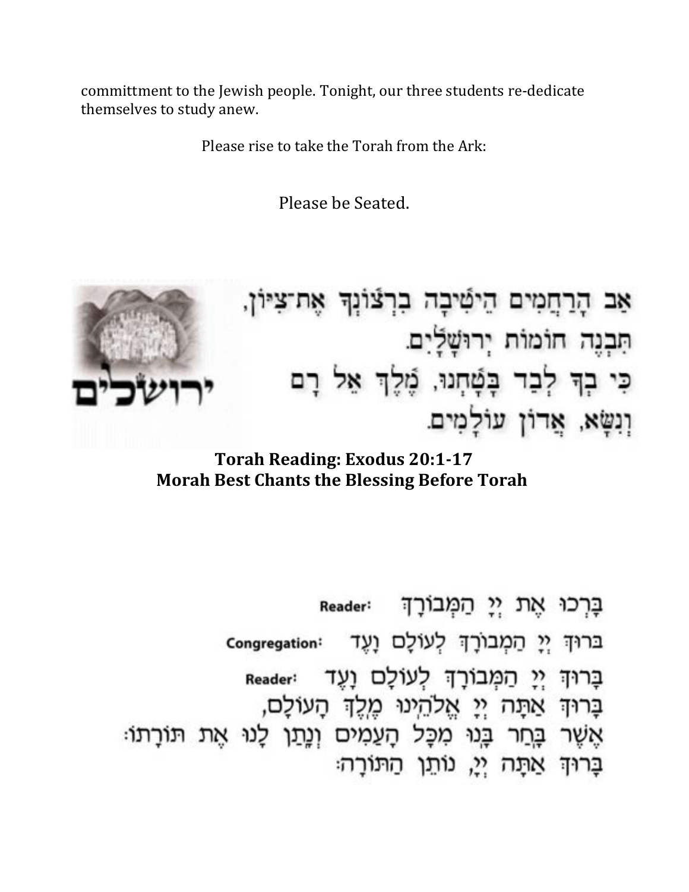committment to the Jewish people. Tonight, our three students re-dedicate themselves to study anew.

Please rise to take the Torah from the Ark:

Please be Seated.

אַב הָרַחֲמִים הֵיטִֽיבָה בִרְצוֹנְךָ אֶת־צִיּוֹן,
תִּבְנֶה חוֹמוֹת יְרוּשָׁלָֽיִם.
כִּי בְךָ לְבַד בָּטָֽחְנוּ, מֶֽלֶךְ אֵל רָם
וְנִשָּׂא, אֲדוֹן עוֹלָמִים.

יְרוּשָׁלַיִם

**Torah Reading: Exodus 20:1-17**
**Morah Best Chants the Blessing Before Torah**

**Reader:** בָּרְכוּ אֶת יְיָ הַמְבֹרָךְ

**Congregation:** בָּרוּךְ יְיָ הַמְבֹרָךְ לְעוֹלָם וָעֶד

**Reader:** בָּרוּךְ יְיָ הַמְבֹרָךְ לְעוֹלָם וָעֶד

בָּרוּךְ אַתָּה יְיָ אֱלֹהֵינוּ מֶלֶךְ הָעוֹלָם,
אֲשֶׁר בָּחַר בָּנוּ מִכָּל הָעַמִּים וְנָתַן לָנוּ אֶת תּוֹרָתוֹ:
בָּרוּךְ אַתָּה יְיָ, נוֹתֵן הַתּוֹרָה: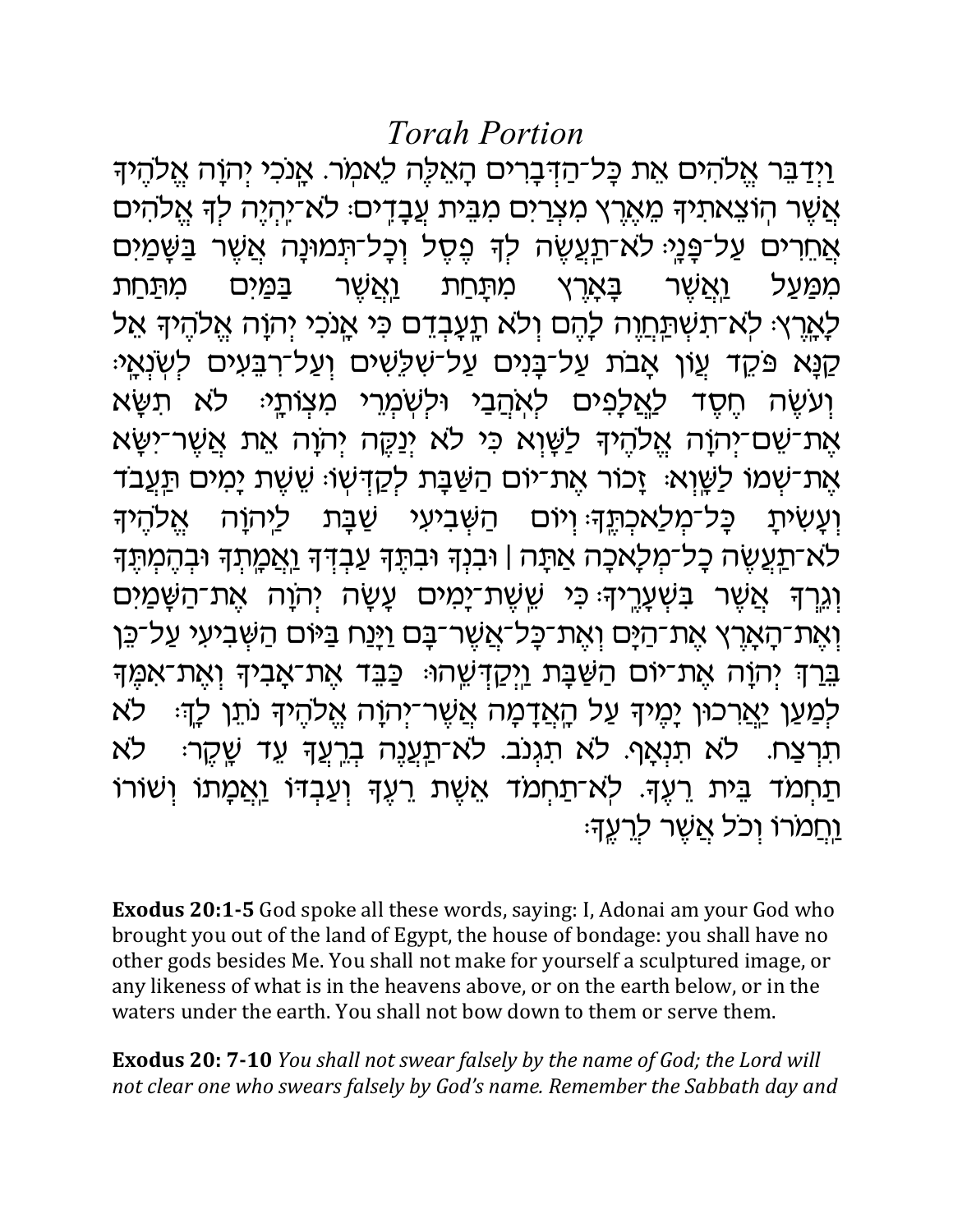# *Torah Portion*

וַיְדַבֵּר אֱלֹהִים אֵת כׇּל־הַדְּבָרִים הָאֵלֶּה לֵאמֹר. אָנֹכִי יְהוָה אֱלֹהֶיךָ אֲשֶׁר הוֹצֵאתִיךָ מֵאֶרֶץ מִצְרַיִם מִבֵּית עֲבָדִים׃ לֹא־יִהְיֶה לְךָ אֱלֹהִים אֲחֵרִים עַל־פָּנָיַ׃ לֹא־תַעֲשֶׂה לְךָ פֶסֶל וְכׇל־תְּמוּנָה אֲשֶׁר בַּשָּׁמַיִם מִמַּעַל וַאֲשֶׁר בָּאָרֶץ מִתָּחַת וַאֲשֶׁר בַּמַּיִם מִתַּחַת לָאָרֶץ׃ לֹא־תִשְׁתַּחֲוֶה לָהֶם וְלֹא תׇעׇבְדֵם כִּי אָנֹכִי יְהוָה אֱלֹהֶיךָ אֵל קַנָּא פֹּקֵד עֲוֺן אָבֹת עַל־בָּנִים עַל־שִׁלֵּשִׁים וְעַל־רִבֵּעִים לְשֹׂנְאָי׃ וְעֹשֶׂה חֶסֶד לַאֲלָפִים לְאֹהֲבַי וּלְשֹׁמְרֵי מִצְוֺתָי׃ לֹא תִשָּׂא אֶת־שֵׁם־יְהוָה אֱלֹהֶיךָ לַשָּׁוְא כִּי לֹא יְנַקֶּה יְהוָה אֵת אֲשֶׁר־יִשָּׂא אֶת־שְׁמוֹ לַשָּׁוְא׃ זָכוֹר אֶת־יוֹם הַשַּׁבָּת לְקַדְּשׁוֹ׃ שֵׁשֶׁת יָמִים תַּעֲבֹד וְעָשִׂיתָ כׇּל־מְלַאכְתֶּךָ׃ וְיוֹם הַשְּׁבִיעִי שַׁבָּת לַיהוָה אֱלֹהֶיךָ לֹא־תַעֲשֶׂה כׇל־מְלָאכָה אַתָּה | וּבִנְךָ וּבִתֶּךָ עַבְדְּךָ וַאֲמָתְךָ וּבְהֶמְתֶּךָ וְגֵרְךָ אֲשֶׁר בִּשְׁעָרֶיךָ׃ כִּי שֵׁשֶׁת־יָמִים עָשָׂה יְהוָה אֶת־הַשָּׁמַיִם וְאֶת־הָאָרֶץ אֶת־הַיָּם וְאֶת־כׇּל־אֲשֶׁר־בָּם וַיָּנַח בַּיּוֹם הַשְּׁבִיעִי עַל־כֵּן בֵּרַךְ יְהוָה אֶת־יוֹם הַשַּׁבָּת וַיְקַדְּשֵׁהוּ׃ כַּבֵּד אֶת־אָבִיךָ וְאֶת־אִמֶּךָ לְמַעַן יַאֲרִכוּן יָמֶיךָ עַל הָאֲדָמָה אֲשֶׁר־יְהוָה אֱלֹהֶיךָ נֹתֵן לָךְ׃ לֹא תִרְצָח. לֹא תִנְאָף. לֹא תִגְנֹב. לֹא־תַעֲנֶה בְרֵעֲךָ עֵד שָׁקֶר׃ לֹא תַחְמֹד בֵּית רֵעֶךָ. לֹא־תַחְמֹד אֵשֶׁת רֵעֶךָ וְעַבְדּוֹ וַאֲמָתוֹ וְשׁוֹרוֹ וַחֲמֹרוֹ וְכֹל אֲשֶׁר לְרֵעֶךָ׃

**Exodus 20:1-5** God spoke all these words, saying: I, Adonai am your God who brought you out of the land of Egypt, the house of bondage: you shall have no other gods besides Me. You shall not make for yourself a sculptured image, or any likeness of what is in the heavens above, or on the earth below, or in the waters under the earth. You shall not bow down to them or serve them.

**Exodus 20: 7-10** *You shall not swear falsely by the name of God; the Lord will not clear one who swears falsely by God's name. Remember the Sabbath day and*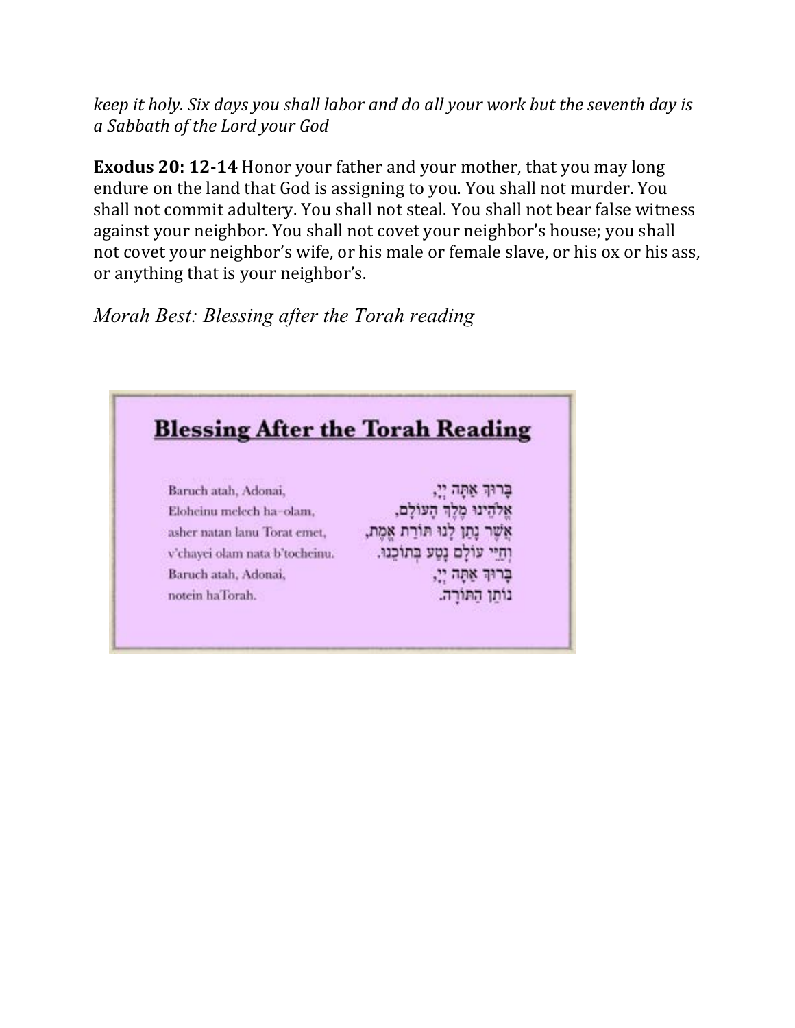*keep it holy. Six days you shall labor and do all your work but the seventh day is a Sabbath of the Lord your God*

**Exodus 20: 12-14** Honor your father and your mother, that you may long endure on the land that God is assigning to you. You shall not murder. You shall not commit adultery. You shall not steal. You shall not bear false witness against your neighbor. You shall not covet your neighbor's house; you shall not covet your neighbor's wife, or his male or female slave, or his ox or his ass, or anything that is your neighbor's.

*Morah Best: Blessing after the Torah reading*

**Blessing After the Torah Reading**

| | |
|---|---|
| Baruch atah, Adonai, | בָּרוּךְ אַתָּה יְיָ, |
| Eloheinu melech ha-olam, | אֱלֹהֵינוּ מֶלֶךְ הָעוֹלָם, |
| asher natan lanu Torat emet, | אֲשֶׁר נָתַן לָנוּ תּוֹרַת אֱמֶת, |
| v'chayei olam nata b'tocheinu. | וְחַיֵּי עוֹלָם נָטַע בְּתוֹכֵנוּ. |
| Baruch atah, Adonai, | בָּרוּךְ אַתָּה יְיָ, |
| notein haTorah. | נוֹתֵן הַתּוֹרָה. |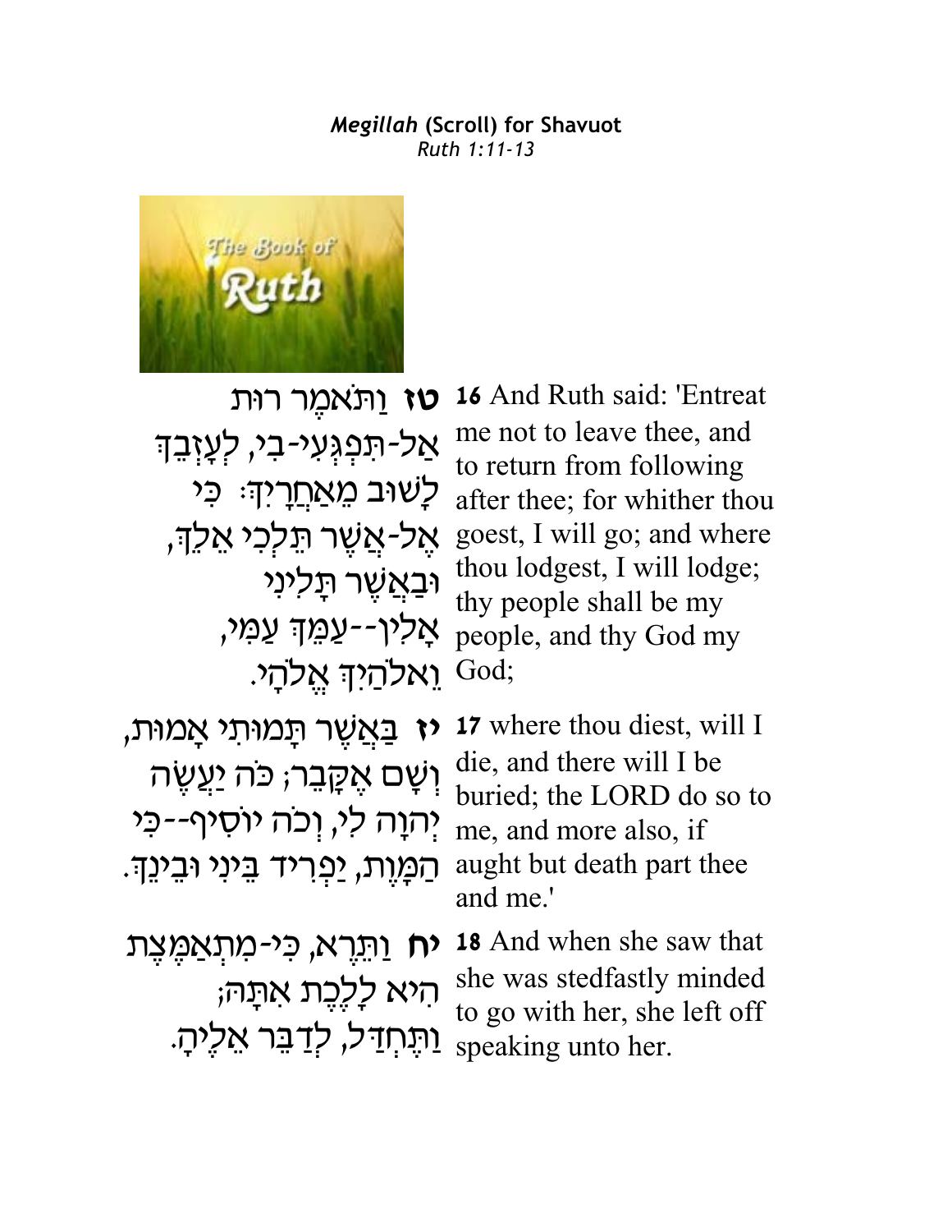***Megillah*** **(Scroll) for Shavuot**
*Ruth 1:11-13*

**טז** וַתֹּאמֶר רוּת אַל-תִּפְגְּעִי-בִי, לְעָזְבֵךְ לָשׁוּב מֵאַחֲרָיִךְ: כִּי אֶל-אֲשֶׁר תֵּלְכִי אֵלֵךְ, וּבַאֲשֶׁר תָּלִינִי אָלִין--עַמֵּךְ עַמִּי, וֵאלֹהַיִךְ אֱלֹהָי.

**16** And Ruth said: 'Entreat me not to leave thee, and to return from following after thee; for whither thou goest, I will go; and where thou lodgest, I will lodge; thy people shall be my people, and thy God my God;

**יז** בַּאֲשֶׁר תָּמוּתִי אָמוּת, וְשָׁם אֶקָּבֵר; כֹּה יַעֲשֶׂה יְהוָה לִי, וְכֹה יֹסִיף--כִּי הַמָּוֶת, יַפְרִיד בֵּינִי וּבֵינֵךְ.

**17** where thou diest, will I die, and there will I be buried; the LORD do so to me, and more also, if aught but death part thee and me.'

**יח** וַתֵּרֶא, כִּי-מִתְאַמֶּצֶת הִיא לָלֶכֶת אִתָּהּ; וַתֶּחְדַּל, לְדַבֵּר אֵלֶיהָ.

**18** And when she saw that she was stedfastly minded to go with her, she left off speaking unto her.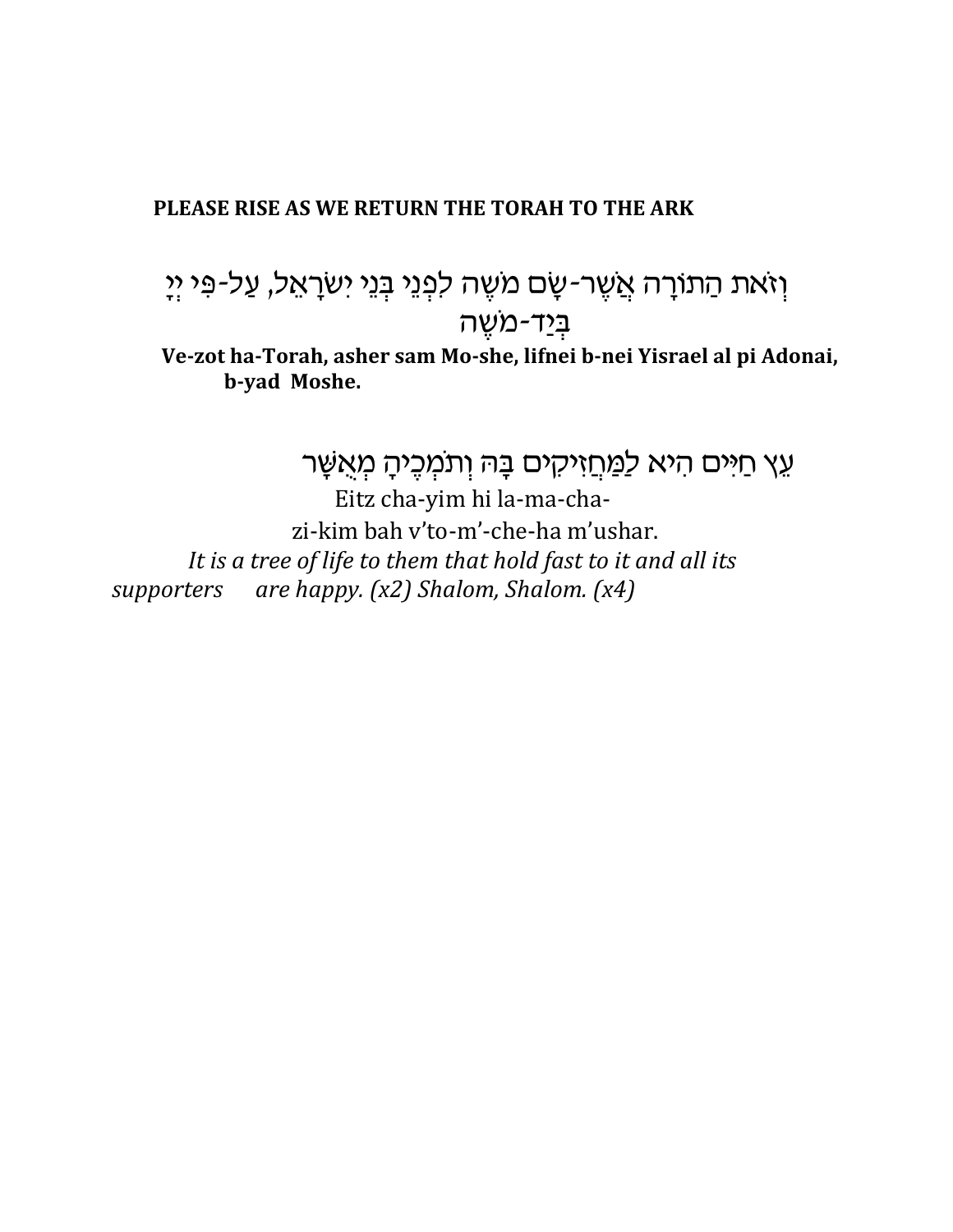**PLEASE RISE AS WE RETURN THE TORAH TO THE ARK**

וְזֹאת הַתּוֹרָה אֲשֶׁר-שָׂם מֹשֶׁה לִפְנֵי בְּנֵי יִשְׂרָאֵל, עַל-פִּי יְיָ בְּיַד-מֹשֶׁה

**Ve-zot ha-Torah, asher sam Mo-she, lifnei b-nei Yisrael al pi Adonai, b-yad Moshe.**

עֵץ חַיִּים הִיא לַמַּחֲזִיקִים בָּהּ וְתֹמְכֶיהָ מְאֻשָּׁר

Eitz cha-yim hi la-ma-cha-
zi-kim bah v'to-m'-che-ha m'ushar.

*It is a tree of life to them that hold fast to it and all its supporters are happy. (x2) Shalom, Shalom. (x4)*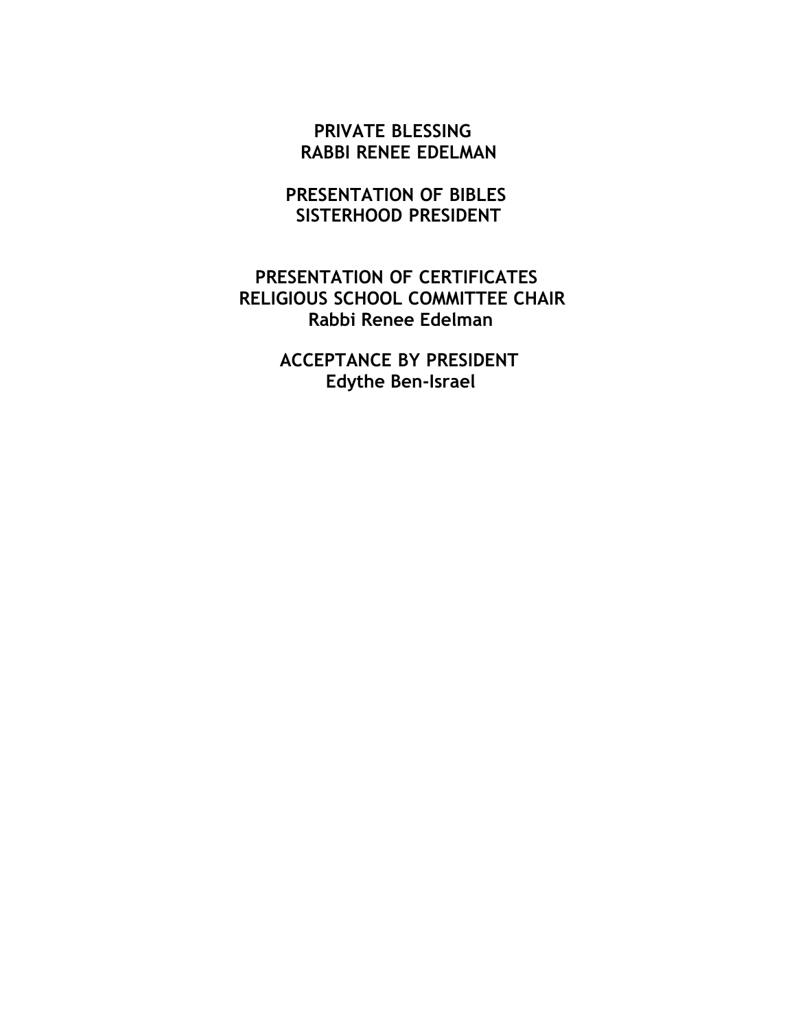**PRIVATE BLESSING**
**RABBI RENEE EDELMAN**

**PRESENTATION OF BIBLES**
**SISTERHOOD PRESIDENT**

**PRESENTATION OF CERTIFICATES**
**RELIGIOUS SCHOOL COMMITTEE CHAIR**
**Rabbi Renee Edelman**

**ACCEPTANCE BY PRESIDENT**
**Edythe Ben-Israel**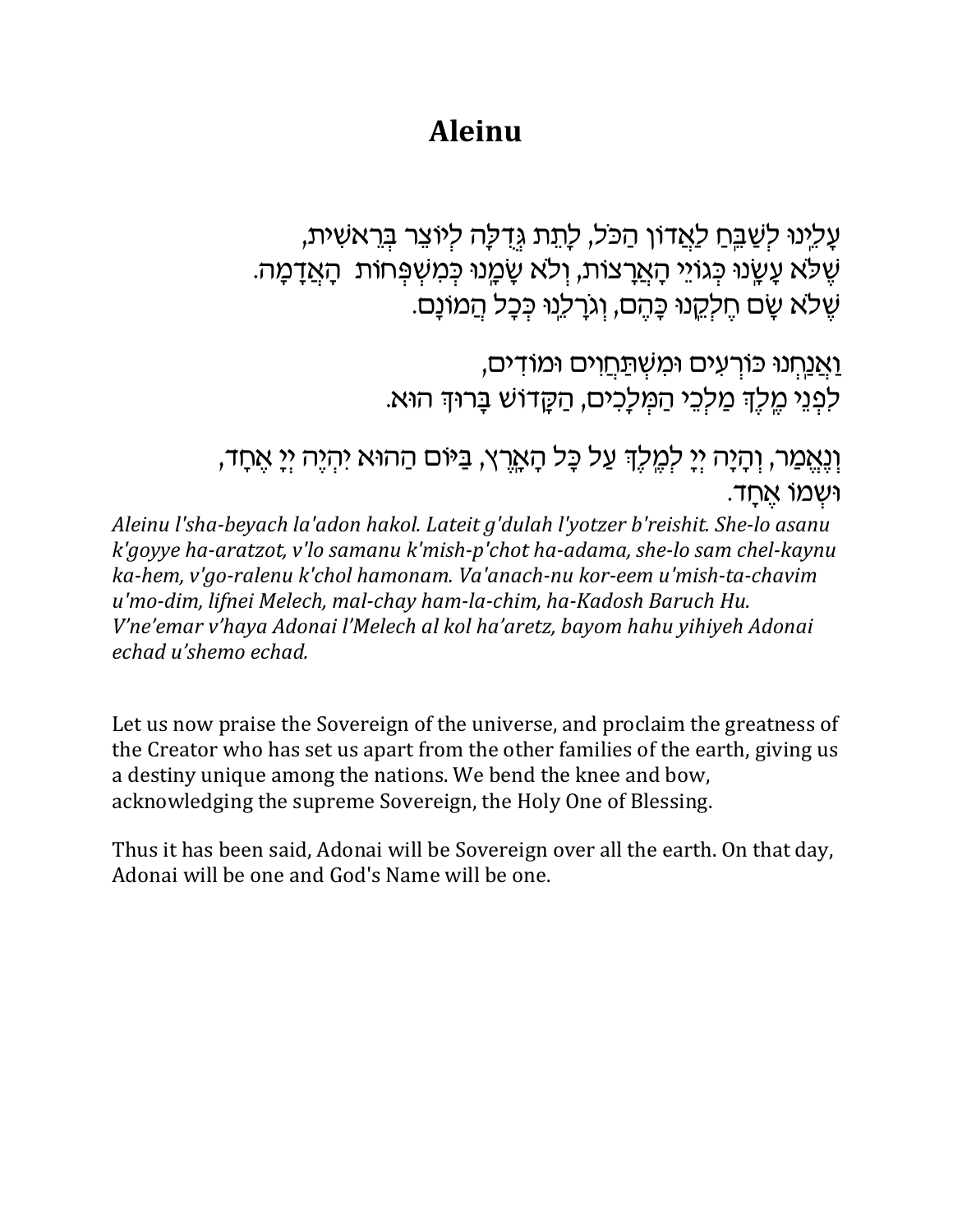# Aleinu

עָלֵינוּ לְשַׁבֵּחַ לַאֲדוֹן הַכֹּל, לָתֵת גְּדֻלָּה לְיוֹצֵר בְּרֵאשִׁית,
שֶׁלֹּא עָשָׂנוּ כְּגוֹיֵי הָאֲרָצוֹת, וְלֹא שָׂמָנוּ כְּמִשְׁפְּחוֹת הָאֲדָמָה.
שֶׁלֹּא שָׂם חֶלְקֵנוּ כָּהֶם, וְגֹרָלֵנוּ כְּכָל הֲמוֹנָם.

וַאֲנַחְנוּ כּוֹרְעִים וּמִשְׁתַּחֲוִים וּמוֹדִים,
לִפְנֵי מֶלֶךְ מַלְכֵי הַמְּלָכִים, הַקָּדוֹשׁ בָּרוּךְ הוּא.

וְנֶאֱמַר, וְהָיָה יְיָ לְמֶלֶךְ עַל כָּל הָאָרֶץ, בַּיּוֹם הַהוּא יִהְיֶה יְיָ אֶחָד,
וּשְׁמוֹ אֶחָד.

*Aleinu l'sha-beyach la'adon hakol. Lateit g'dulah l'yotzer b'reishit. She-lo asanu k'goyye ha-aratzot, v'lo samanu k'mish-p'chot ha-adama, she-lo sam chel-kaynu ka-hem, v'go-ralenu k'chol hamonam. Va'anach-nu kor-eem u'mish-ta-chavim u'mo-dim, lifnei Melech, mal-chay ham-la-chim, ha-Kadosh Baruch Hu. V'ne'emar v'haya Adonai l'Melech al kol ha'aretz, bayom hahu yihiyeh Adonai echad u'shemo echad.*

Let us now praise the Sovereign of the universe, and proclaim the greatness of the Creator who has set us apart from the other families of the earth, giving us a destiny unique among the nations. We bend the knee and bow, acknowledging the supreme Sovereign, the Holy One of Blessing.

Thus it has been said, Adonai will be Sovereign over all the earth. On that day, Adonai will be one and God's Name will be one.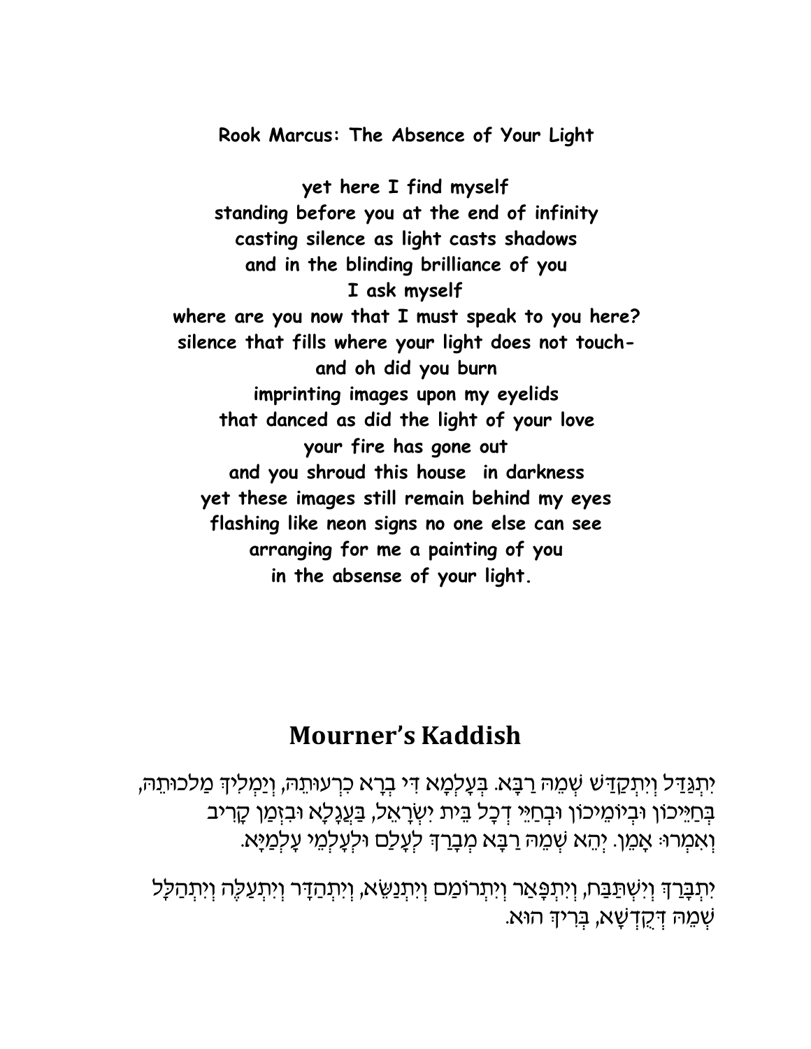**Rook Marcus: The Absence of Your Light**

**yet here I find myself**
**standing before you at the end of infinity**
**casting silence as light casts shadows**
**and in the blinding brilliance of you**
**I ask myself**
**where are you now that I must speak to you here?**
**silence that fills where your light does not touch-**
**and oh did you burn**
**imprinting images upon my eyelids**
**that danced as did the light of your love**
**your fire has gone out**
**and you shroud this house  in darkness**
**yet these images still remain behind my eyes**
**flashing like neon signs no one else can see**
**arranging for me a painting of you**
**in the absense of your light.**

## Mourner's Kaddish

יִתְגַּדַּל וְיִתְקַדַּשׁ שְׁמֵהּ רַבָּא. בְּעָלְמָא דִּי בְרָא כִרְעוּתֵהּ, וְיַמְלִיךְ מַלכוּתֵהּ, בְּחַיֵּיכוֹן וּבְיוֹמֵיכוֹן וּבְחַיֵּי דְכָל בֵּית יִשְׂרָאֵל, בַּעֲגָלָא וּבִזְמַן קָרִיב וְאִמְרוּ: אָמֵן. יְהֵא שְׁמֵהּ רַבָּא מְבָרַךְ לְעָלַם וּלְעָלְמֵי עָלְמַיָּא.

יִתְבָּרַךְ וְיִשְׁתַּבַּח, וְיִתְפָּאַר וְיִתְרוֹמַם וְיִתְנַשֵּׂא, וְיִתְהַדָּר וְיִתְעַלֶּה וְיִתְהַלָּל שְׁמֵהּ דְּקֻדְשָׁא, בְּרִיךְ הוּא.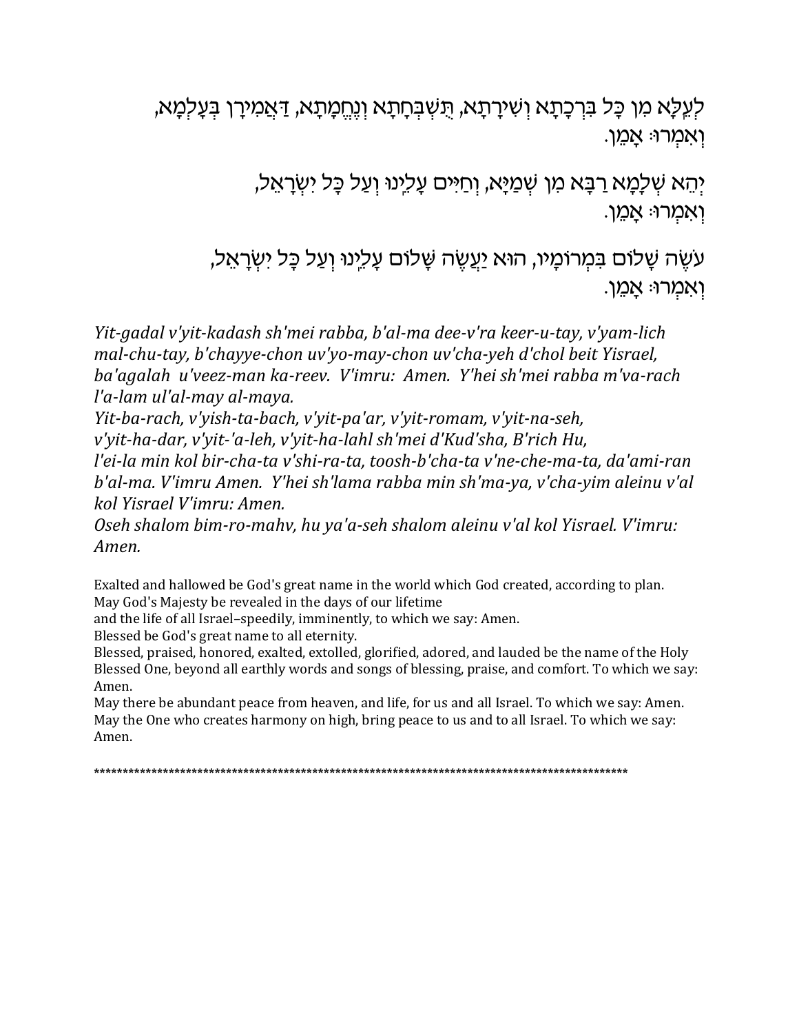לְעֵלָּא מִן כָּל בִּרְכָתָא וְשִׁירָתָא, תֻּשְׁבְּחָתָא וְנֶחֱמָתָא, דַּאֲמִירָן בְּעָלְמָא, וְאִמְרוּ׃ אָמֵן.

יְהֵא שְׁלָמָא רַבָּא מִן שְׁמַיָּא, וְחַיִּים עָלֵינוּ וְעַל כָּל יִשְׂרָאֵל, וְאִמְרוּ׃ אָמֵן.

עֹשֶׂה שָׁלוֹם בִּמְרוֹמָיו, הוּא יַעֲשֶׂה שָׁלוֹם עָלֵינוּ וְעַל כָּל יִשְׂרָאֵל, וְאִמְרוּ׃ אָמֵן.

*Yit-gadal v'yit-kadash sh'mei rabba, b'al-ma dee-v'ra keer-u-tay, v'yam-lich mal-chu-tay, b'chayye-chon uv'yo-may-chon uv'cha-yeh d'chol beit Yisrael, ba'agalah u'veez-man ka-reev. V'imru: Amen. Y'hei sh'mei rabba m'va-rach l'a-lam ul'al-may al-maya.*
*Yit-ba-rach, v'yish-ta-bach, v'yit-pa'ar, v'yit-romam, v'yit-na-seh, v'yit-ha-dar, v'yit-'a-leh, v'yit-ha-lahl sh'mei d'Kud'sha, B'rich Hu, l'ei-la min kol bir-cha-ta v'shi-ra-ta, toosh-b'cha-ta v'ne-che-ma-ta, da'ami-ran b'al-ma. V'imru Amen. Y'hei sh'lama rabba min sh'ma-ya, v'cha-yim aleinu v'al kol Yisrael V'imru: Amen.*
*Oseh shalom bim-ro-mahv, hu ya'a-seh shalom aleinu v'al kol Yisrael. V'imru: Amen.*

Exalted and hallowed be God's great name in the world which God created, according to plan.
May God's Majesty be revealed in the days of our lifetime
and the life of all Israel–speedily, imminently, to which we say: Amen.
Blessed be God's great name to all eternity.
Blessed, praised, honored, exalted, extolled, glorified, adored, and lauded be the name of the Holy Blessed One, beyond all earthly words and songs of blessing, praise, and comfort. To which we say: Amen.
May there be abundant peace from heaven, and life, for us and all Israel. To which we say: Amen.
May the One who creates harmony on high, bring peace to us and to all Israel. To which we say: Amen.

**********************************************************************************************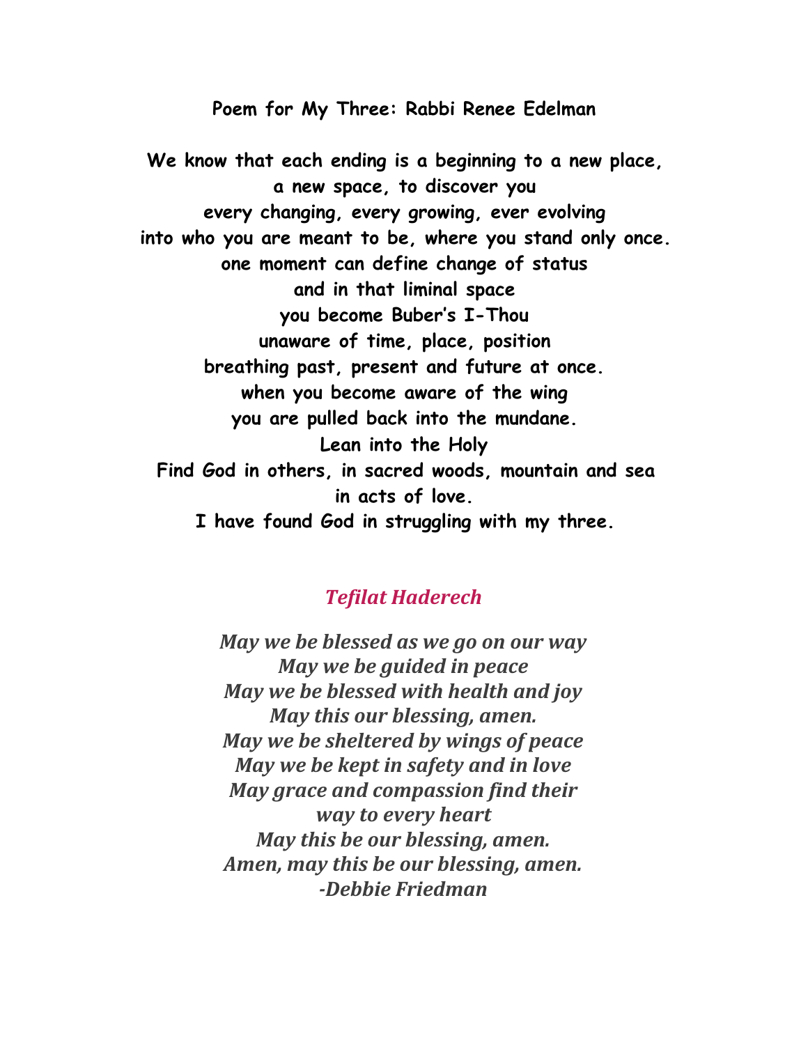**Poem for My Three: Rabbi Renee Edelman**

**We know that each ending is a beginning to a new place,**
**a new space, to discover you**
**every changing, every growing, ever evolving**
**into who you are meant to be, where you stand only once.**
**one moment can define change of status**
**and in that liminal space**
**you become Buber's I-Thou**
**unaware of time, place, position**
**breathing past, present and future at once.**
**when you become aware of the wing**
**you are pulled back into the mundane.**
**Lean into the Holy**
**Find God in others, in sacred woods, mountain and sea**
**in acts of love.**
**I have found God in struggling with my three.**

## *Tefilat Haderech*

***May we be blessed as we go on our way***
***May we be guided in peace***
***May we be blessed with health and joy***
***May this our blessing, amen.***
***May we be sheltered by wings of peace***
***May we be kept in safety and in love***
***May grace and compassion find their***
***way to every heart***
***May this be our blessing, amen.***
***Amen, may this be our blessing, amen.***
***-Debbie Friedman***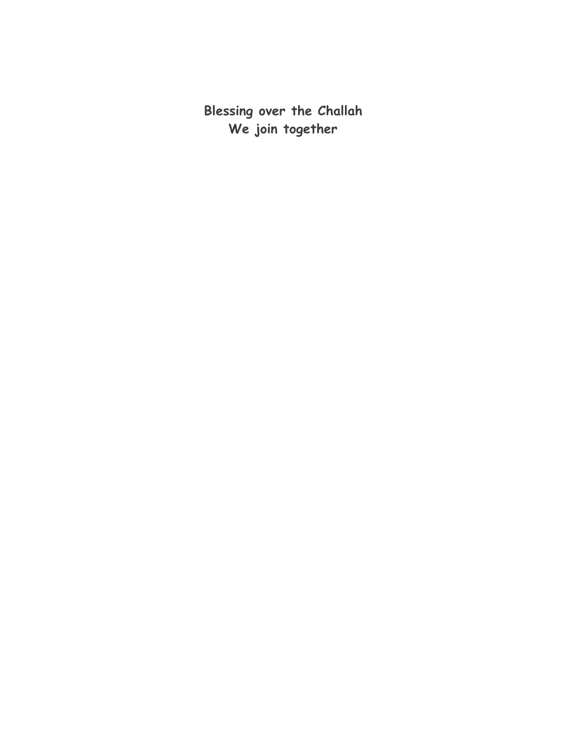**Blessing over the Challah**
**We join together**